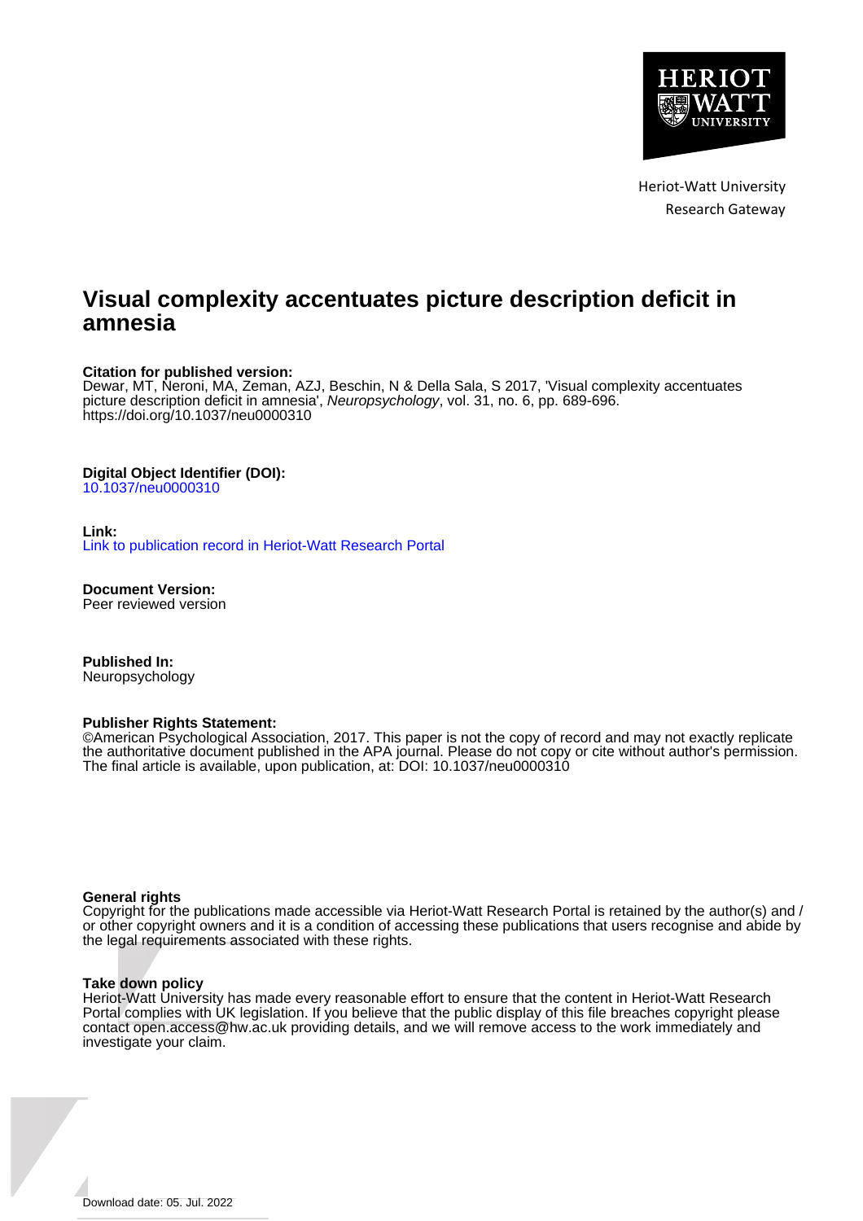Heriot-Watt University
Research Gateway

# Visual complexity accentuates picture description deficit in amnesia

**Citation for published version:**
Dewar, MT, Neroni, MA, Zeman, AZJ, Beschin, N & Della Sala, S 2017, 'Visual complexity accentuates picture description deficit in amnesia', *Neuropsychology*, vol. 31, no. 6, pp. 689-696.
https://doi.org/10.1037/neu0000310

**Digital Object Identifier (DOI):**
10.1037/neu0000310

**Link:**
Link to publication record in Heriot-Watt Research Portal

**Document Version:**
Peer reviewed version

**Published In:**
Neuropsychology

**Publisher Rights Statement:**
©American Psychological Association, 2017. This paper is not the copy of record and may not exactly replicate the authoritative document published in the APA journal. Please do not copy or cite without author's permission. The final article is available, upon publication, at: DOI: 10.1037/neu0000310

**General rights**
Copyright for the publications made accessible via Heriot-Watt Research Portal is retained by the author(s) and / or other copyright owners and it is a condition of accessing these publications that users recognise and abide by the legal requirements associated with these rights.

**Take down policy**
Heriot-Watt University has made every reasonable effort to ensure that the content in Heriot-Watt Research Portal complies with UK legislation. If you believe that the public display of this file breaches copyright please contact open.access@hw.ac.uk providing details, and we will remove access to the work immediately and investigate your claim.

Download date: 05. Jul. 2022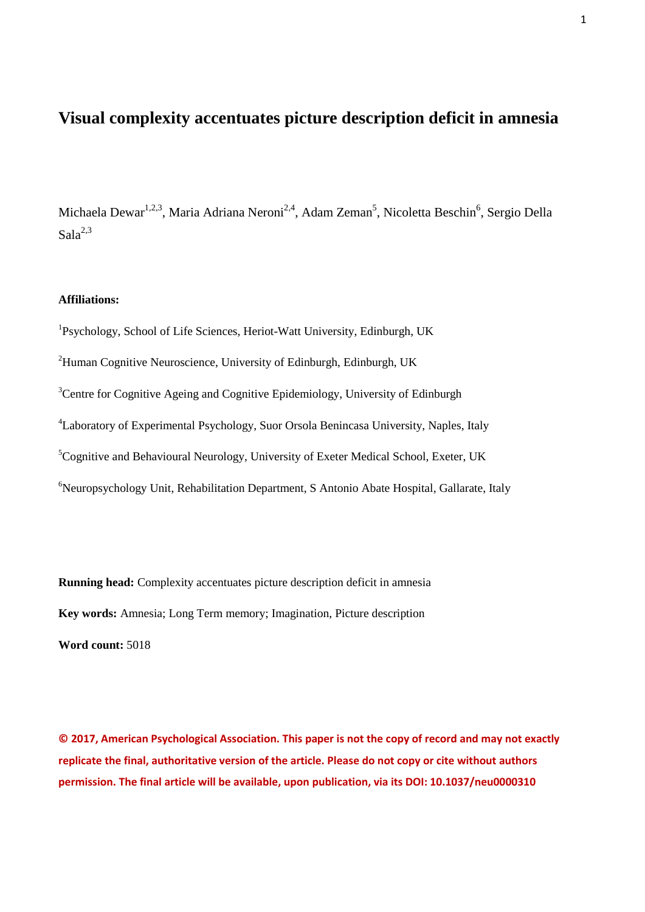# Visual complexity accentuates picture description deficit in amnesia

Michaela Dewar[1,2,3], Maria Adriana Neroni[2,4], Adam Zeman[5], Nicoletta Beschin[6], Sergio Della Sala[2,3]

**Affiliations:**

[1]Psychology, School of Life Sciences, Heriot-Watt University, Edinburgh, UK

[2]Human Cognitive Neuroscience, University of Edinburgh, Edinburgh, UK

[3]Centre for Cognitive Ageing and Cognitive Epidemiology, University of Edinburgh

[4]Laboratory of Experimental Psychology, Suor Orsola Benincasa University, Naples, Italy

[5]Cognitive and Behavioural Neurology, University of Exeter Medical School, Exeter, UK

[6]Neuropsychology Unit, Rehabilitation Department, S Antonio Abate Hospital, Gallarate, Italy

**Running head:** Complexity accentuates picture description deficit in amnesia

**Key words:** Amnesia; Long Term memory; Imagination, Picture description

**Word count:** 5018

**© 2017, American Psychological Association. This paper is not the copy of record and may not exactly replicate the final, authoritative version of the article. Please do not copy or cite without authors permission. The final article will be available, upon publication, via its DOI: 10.1037/neu0000310**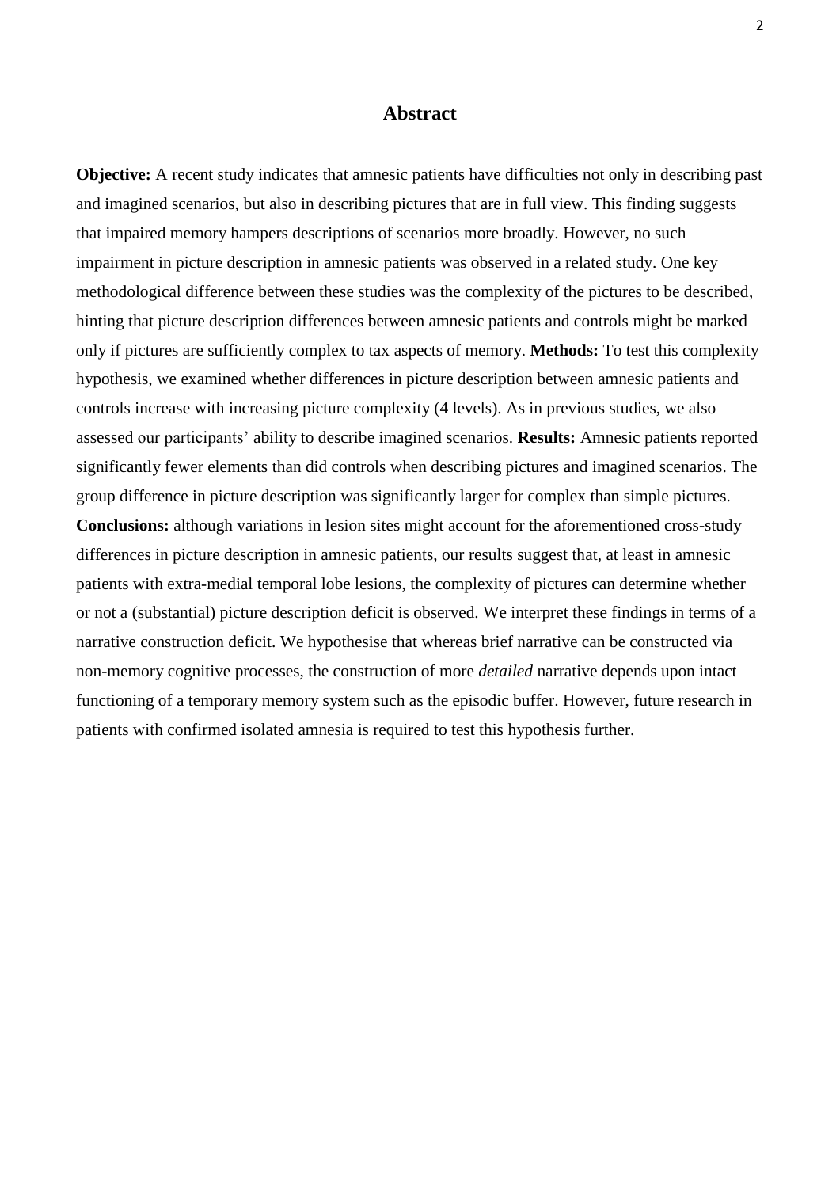# Abstract

**Objective:** A recent study indicates that amnesic patients have difficulties not only in describing past and imagined scenarios, but also in describing pictures that are in full view. This finding suggests that impaired memory hampers descriptions of scenarios more broadly. However, no such impairment in picture description in amnesic patients was observed in a related study. One key methodological difference between these studies was the complexity of the pictures to be described, hinting that picture description differences between amnesic patients and controls might be marked only if pictures are sufficiently complex to tax aspects of memory. **Methods:** To test this complexity hypothesis, we examined whether differences in picture description between amnesic patients and controls increase with increasing picture complexity (4 levels). As in previous studies, we also assessed our participants' ability to describe imagined scenarios. **Results:** Amnesic patients reported significantly fewer elements than did controls when describing pictures and imagined scenarios. The group difference in picture description was significantly larger for complex than simple pictures. **Conclusions:** although variations in lesion sites might account for the aforementioned cross-study differences in picture description in amnesic patients, our results suggest that, at least in amnesic patients with extra-medial temporal lobe lesions, the complexity of pictures can determine whether or not a (substantial) picture description deficit is observed. We interpret these findings in terms of a narrative construction deficit. We hypothesise that whereas brief narrative can be constructed via non-memory cognitive processes, the construction of more *detailed* narrative depends upon intact functioning of a temporary memory system such as the episodic buffer. However, future research in patients with confirmed isolated amnesia is required to test this hypothesis further.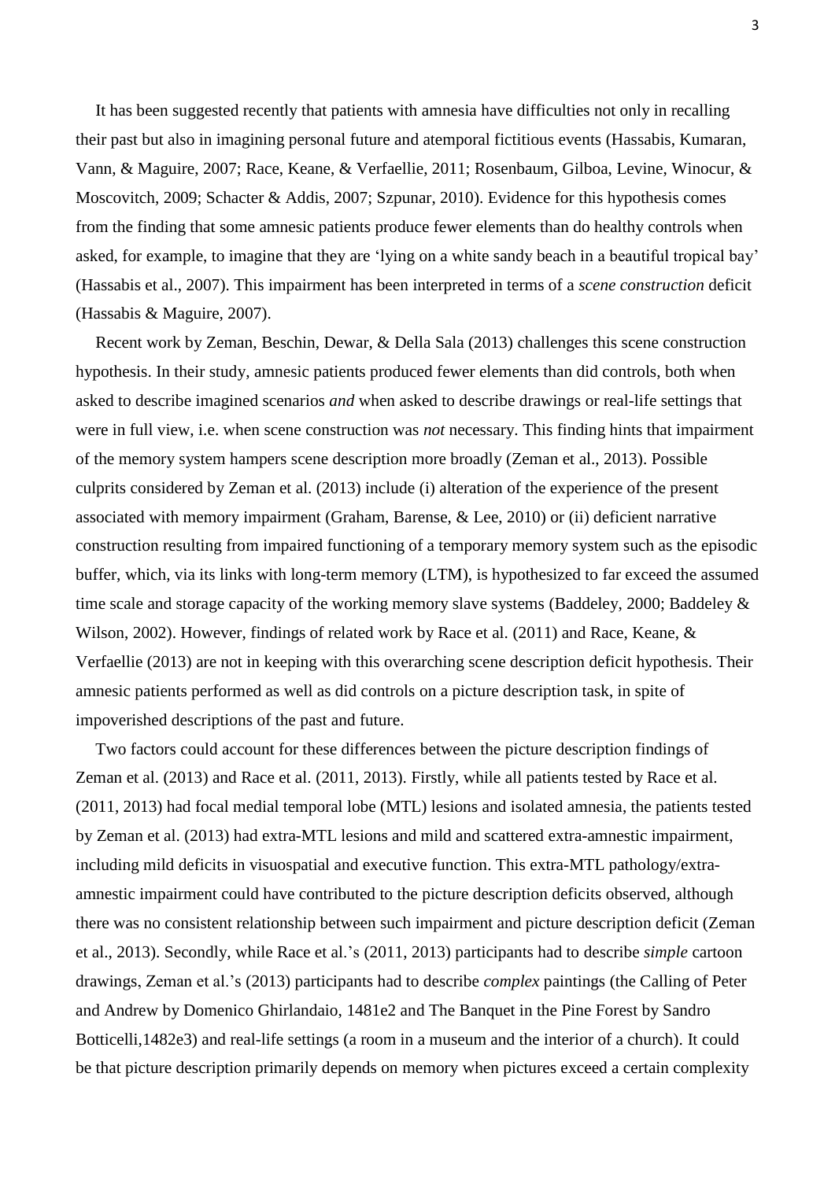It has been suggested recently that patients with amnesia have difficulties not only in recalling their past but also in imagining personal future and atemporal fictitious events (Hassabis, Kumaran, Vann, & Maguire, 2007; Race, Keane, & Verfaellie, 2011; Rosenbaum, Gilboa, Levine, Winocur, & Moscovitch, 2009; Schacter & Addis, 2007; Szpunar, 2010). Evidence for this hypothesis comes from the finding that some amnesic patients produce fewer elements than do healthy controls when asked, for example, to imagine that they are 'lying on a white sandy beach in a beautiful tropical bay' (Hassabis et al., 2007). This impairment has been interpreted in terms of a *scene construction* deficit (Hassabis & Maguire, 2007).

Recent work by Zeman, Beschin, Dewar, & Della Sala (2013) challenges this scene construction hypothesis. In their study, amnesic patients produced fewer elements than did controls, both when asked to describe imagined scenarios *and* when asked to describe drawings or real-life settings that were in full view, i.e. when scene construction was *not* necessary. This finding hints that impairment of the memory system hampers scene description more broadly (Zeman et al., 2013). Possible culprits considered by Zeman et al. (2013) include (i) alteration of the experience of the present associated with memory impairment (Graham, Barense, & Lee, 2010) or (ii) deficient narrative construction resulting from impaired functioning of a temporary memory system such as the episodic buffer, which, via its links with long-term memory (LTM), is hypothesized to far exceed the assumed time scale and storage capacity of the working memory slave systems (Baddeley, 2000; Baddeley & Wilson, 2002). However, findings of related work by Race et al. (2011) and Race, Keane, & Verfaellie (2013) are not in keeping with this overarching scene description deficit hypothesis. Their amnesic patients performed as well as did controls on a picture description task, in spite of impoverished descriptions of the past and future.

Two factors could account for these differences between the picture description findings of Zeman et al. (2013) and Race et al. (2011, 2013). Firstly, while all patients tested by Race et al. (2011, 2013) had focal medial temporal lobe (MTL) lesions and isolated amnesia, the patients tested by Zeman et al. (2013) had extra-MTL lesions and mild and scattered extra-amnestic impairment, including mild deficits in visuospatial and executive function. This extra-MTL pathology/extra-amnestic impairment could have contributed to the picture description deficits observed, although there was no consistent relationship between such impairment and picture description deficit (Zeman et al., 2013). Secondly, while Race et al.'s (2011, 2013) participants had to describe *simple* cartoon drawings, Zeman et al.'s (2013) participants had to describe *complex* paintings (the Calling of Peter and Andrew by Domenico Ghirlandaio, 1481e2 and The Banquet in the Pine Forest by Sandro Botticelli,1482e3) and real-life settings (a room in a museum and the interior of a church). It could be that picture description primarily depends on memory when pictures exceed a certain complexity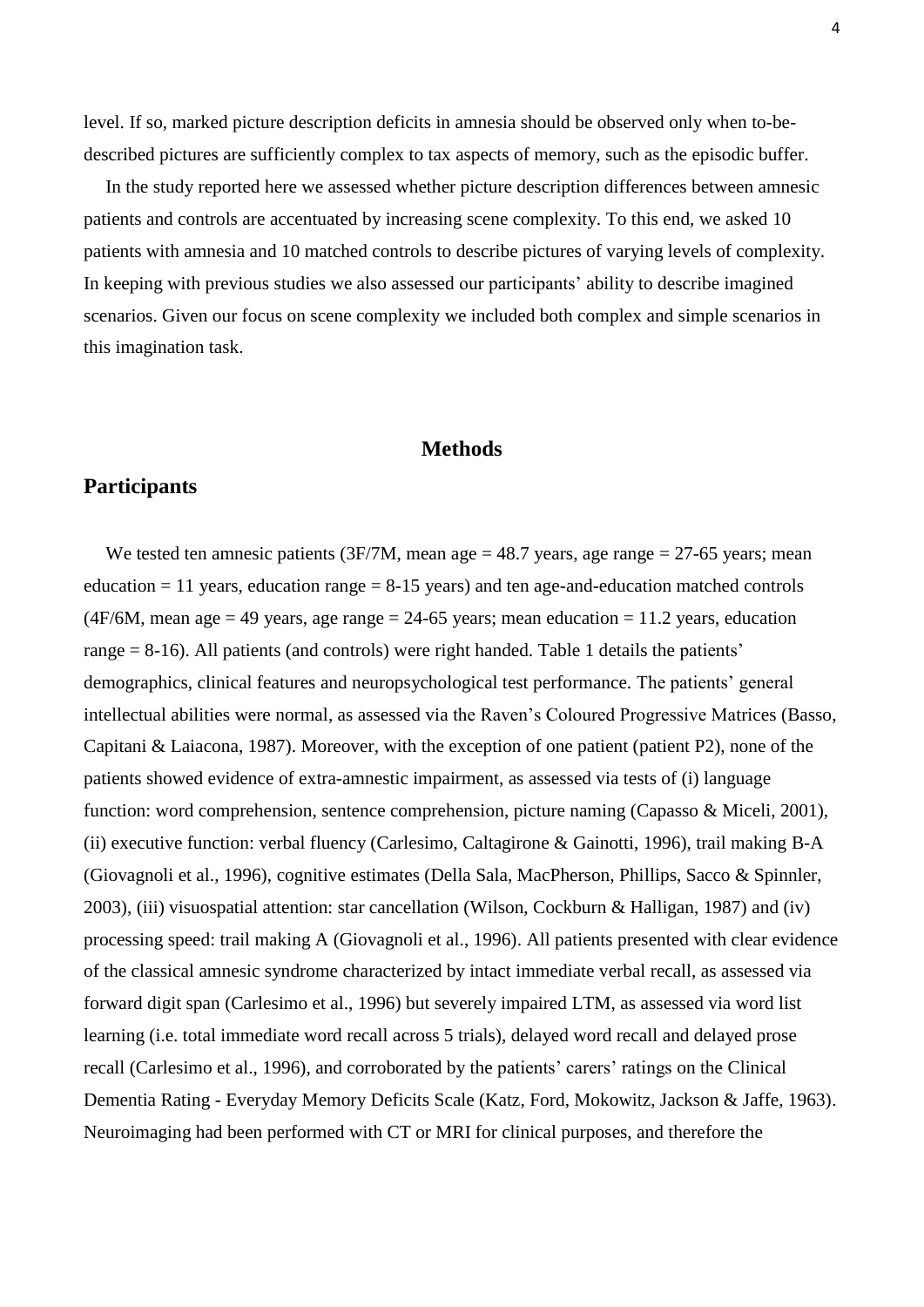level. If so, marked picture description deficits in amnesia should be observed only when to-be-described pictures are sufficiently complex to tax aspects of memory, such as the episodic buffer.

In the study reported here we assessed whether picture description differences between amnesic patients and controls are accentuated by increasing scene complexity. To this end, we asked 10 patients with amnesia and 10 matched controls to describe pictures of varying levels of complexity. In keeping with previous studies we also assessed our participants' ability to describe imagined scenarios. Given our focus on scene complexity we included both complex and simple scenarios in this imagination task.

# Methods

## Participants

We tested ten amnesic patients (3F/7M, mean age = 48.7 years, age range = 27-65 years; mean education = 11 years, education range = 8-15 years) and ten age-and-education matched controls (4F/6M, mean age = 49 years, age range = 24-65 years; mean education = 11.2 years, education range = 8-16). All patients (and controls) were right handed. Table 1 details the patients' demographics, clinical features and neuropsychological test performance. The patients' general intellectual abilities were normal, as assessed via the Raven's Coloured Progressive Matrices (Basso, Capitani & Laiacona, 1987). Moreover, with the exception of one patient (patient P2), none of the patients showed evidence of extra-amnestic impairment, as assessed via tests of (i) language function: word comprehension, sentence comprehension, picture naming (Capasso & Miceli, 2001), (ii) executive function: verbal fluency (Carlesimo, Caltagirone & Gainotti, 1996), trail making B-A (Giovagnoli et al., 1996), cognitive estimates (Della Sala, MacPherson, Phillips, Sacco & Spinnler, 2003), (iii) visuospatial attention: star cancellation (Wilson, Cockburn & Halligan, 1987) and (iv) processing speed: trail making A (Giovagnoli et al., 1996). All patients presented with clear evidence of the classical amnesic syndrome characterized by intact immediate verbal recall, as assessed via forward digit span (Carlesimo et al., 1996) but severely impaired LTM, as assessed via word list learning (i.e. total immediate word recall across 5 trials), delayed word recall and delayed prose recall (Carlesimo et al., 1996), and corroborated by the patients' carers' ratings on the Clinical Dementia Rating - Everyday Memory Deficits Scale (Katz, Ford, Mokowitz, Jackson & Jaffe, 1963). Neuroimaging had been performed with CT or MRI for clinical purposes, and therefore the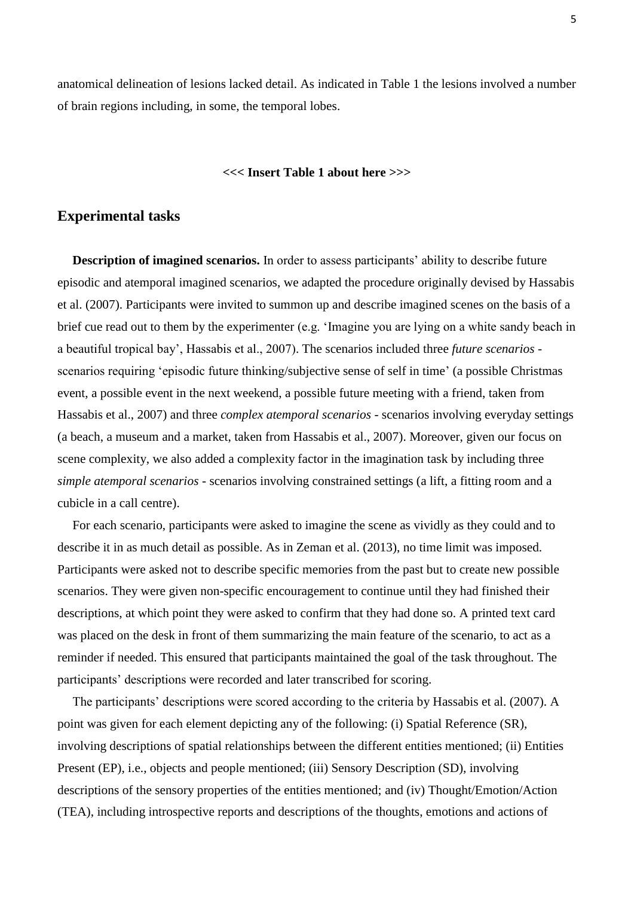anatomical delineation of lesions lacked detail. As indicated in Table 1 the lesions involved a number of brain regions including, in some, the temporal lobes.

**<<< Insert Table 1 about here >>>**

## Experimental tasks

**Description of imagined scenarios.** In order to assess participants' ability to describe future episodic and atemporal imagined scenarios, we adapted the procedure originally devised by Hassabis et al. (2007). Participants were invited to summon up and describe imagined scenes on the basis of a brief cue read out to them by the experimenter (e.g. 'Imagine you are lying on a white sandy beach in a beautiful tropical bay', Hassabis et al., 2007). The scenarios included three *future scenarios* - scenarios requiring 'episodic future thinking/subjective sense of self in time' (a possible Christmas event, a possible event in the next weekend, a possible future meeting with a friend, taken from Hassabis et al., 2007) and three *complex atemporal scenarios* - scenarios involving everyday settings (a beach, a museum and a market, taken from Hassabis et al., 2007). Moreover, given our focus on scene complexity, we also added a complexity factor in the imagination task by including three *simple atemporal scenarios* - scenarios involving constrained settings (a lift, a fitting room and a cubicle in a call centre).

For each scenario, participants were asked to imagine the scene as vividly as they could and to describe it in as much detail as possible. As in Zeman et al. (2013), no time limit was imposed. Participants were asked not to describe specific memories from the past but to create new possible scenarios. They were given non-specific encouragement to continue until they had finished their descriptions, at which point they were asked to confirm that they had done so. A printed text card was placed on the desk in front of them summarizing the main feature of the scenario, to act as a reminder if needed. This ensured that participants maintained the goal of the task throughout. The participants' descriptions were recorded and later transcribed for scoring.

The participants' descriptions were scored according to the criteria by Hassabis et al. (2007). A point was given for each element depicting any of the following: (i) Spatial Reference (SR), involving descriptions of spatial relationships between the different entities mentioned; (ii) Entities Present (EP), i.e., objects and people mentioned; (iii) Sensory Description (SD), involving descriptions of the sensory properties of the entities mentioned; and (iv) Thought/Emotion/Action (TEA), including introspective reports and descriptions of the thoughts, emotions and actions of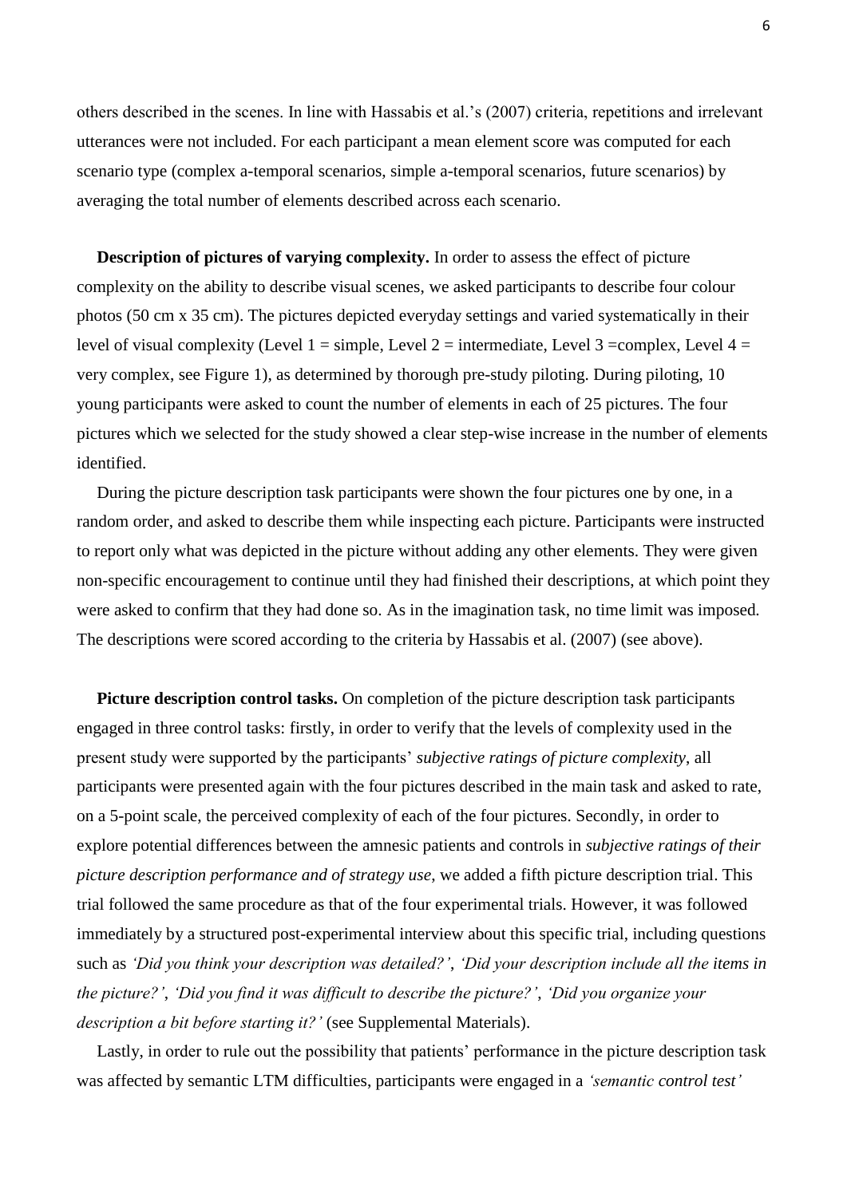others described in the scenes. In line with Hassabis et al.'s (2007) criteria, repetitions and irrelevant utterances were not included. For each participant a mean element score was computed for each scenario type (complex a-temporal scenarios, simple a-temporal scenarios, future scenarios) by averaging the total number of elements described across each scenario.

**Description of pictures of varying complexity.** In order to assess the effect of picture complexity on the ability to describe visual scenes, we asked participants to describe four colour photos (50 cm x 35 cm). The pictures depicted everyday settings and varied systematically in their level of visual complexity (Level 1 = simple, Level 2 = intermediate, Level 3 =complex, Level 4 = very complex, see Figure 1), as determined by thorough pre-study piloting. During piloting, 10 young participants were asked to count the number of elements in each of 25 pictures. The four pictures which we selected for the study showed a clear step-wise increase in the number of elements identified.

During the picture description task participants were shown the four pictures one by one, in a random order, and asked to describe them while inspecting each picture. Participants were instructed to report only what was depicted in the picture without adding any other elements. They were given non-specific encouragement to continue until they had finished their descriptions, at which point they were asked to confirm that they had done so. As in the imagination task, no time limit was imposed. The descriptions were scored according to the criteria by Hassabis et al. (2007) (see above).

**Picture description control tasks.** On completion of the picture description task participants engaged in three control tasks: firstly, in order to verify that the levels of complexity used in the present study were supported by the participants' *subjective ratings of picture complexity*, all participants were presented again with the four pictures described in the main task and asked to rate, on a 5-point scale, the perceived complexity of each of the four pictures. Secondly, in order to explore potential differences between the amnesic patients and controls in *subjective ratings of their picture description performance and of strategy use*, we added a fifth picture description trial. This trial followed the same procedure as that of the four experimental trials. However, it was followed immediately by a structured post-experimental interview about this specific trial, including questions such as *'Did you think your description was detailed?'*, *'Did your description include all the items in the picture?'*, *'Did you find it was difficult to describe the picture?'*, *'Did you organize your description a bit before starting it?'* (see Supplemental Materials).

Lastly, in order to rule out the possibility that patients' performance in the picture description task was affected by semantic LTM difficulties, participants were engaged in a *'semantic control test'*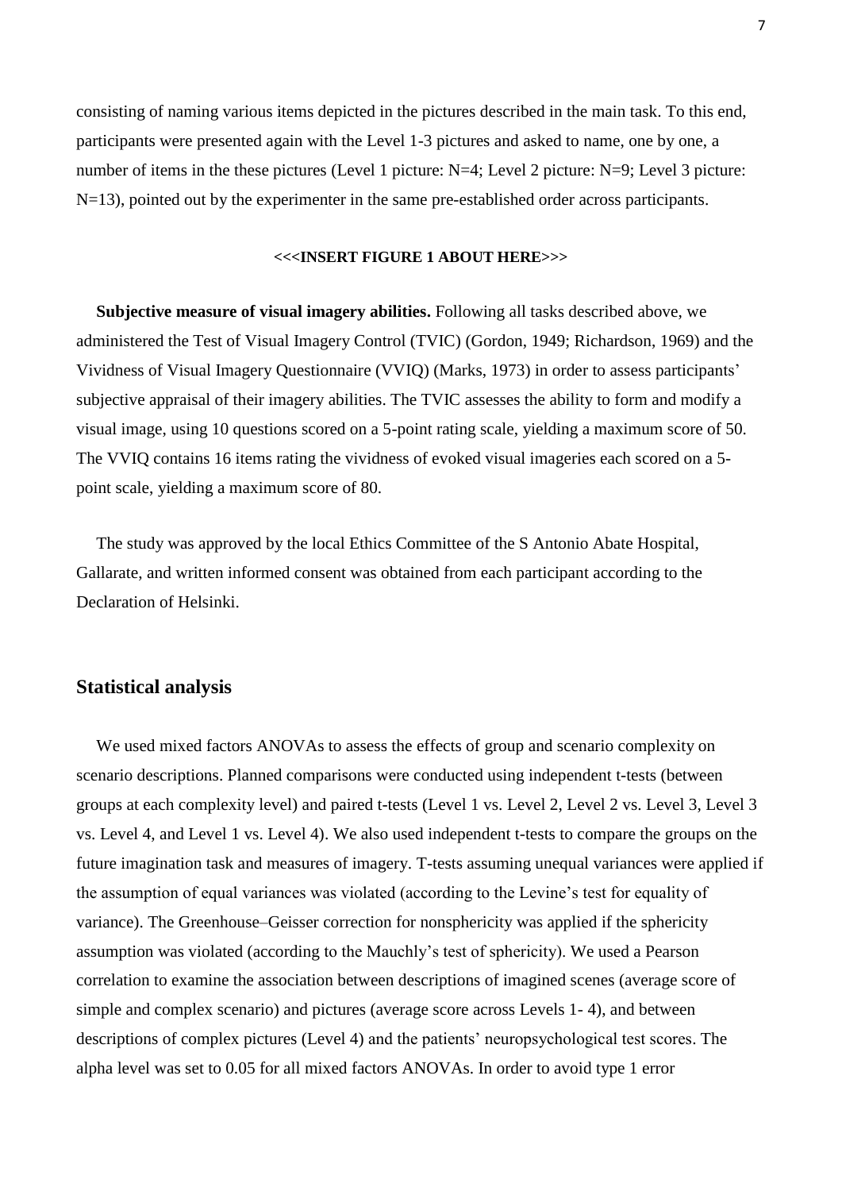consisting of naming various items depicted in the pictures described in the main task. To this end, participants were presented again with the Level 1-3 pictures and asked to name, one by one, a number of items in the these pictures (Level 1 picture: N=4; Level 2 picture: N=9; Level 3 picture: N=13), pointed out by the experimenter in the same pre-established order across participants.

**<<<INSERT FIGURE 1 ABOUT HERE>>>**

**Subjective measure of visual imagery abilities.** Following all tasks described above, we administered the Test of Visual Imagery Control (TVIC) (Gordon, 1949; Richardson, 1969) and the Vividness of Visual Imagery Questionnaire (VVIQ) (Marks, 1973) in order to assess participants' subjective appraisal of their imagery abilities. The TVIC assesses the ability to form and modify a visual image, using 10 questions scored on a 5-point rating scale, yielding a maximum score of 50. The VVIQ contains 16 items rating the vividness of evoked visual imageries each scored on a 5-point scale, yielding a maximum score of 80.

The study was approved by the local Ethics Committee of the S Antonio Abate Hospital, Gallarate, and written informed consent was obtained from each participant according to the Declaration of Helsinki.

## Statistical analysis

We used mixed factors ANOVAs to assess the effects of group and scenario complexity on scenario descriptions. Planned comparisons were conducted using independent t-tests (between groups at each complexity level) and paired t-tests (Level 1 vs. Level 2, Level 2 vs. Level 3, Level 3 vs. Level 4, and Level 1 vs. Level 4). We also used independent t-tests to compare the groups on the future imagination task and measures of imagery. T-tests assuming unequal variances were applied if the assumption of equal variances was violated (according to the Levine's test for equality of variance). The Greenhouse–Geisser correction for nonsphericity was applied if the sphericity assumption was violated (according to the Mauchly's test of sphericity). We used a Pearson correlation to examine the association between descriptions of imagined scenes (average score of simple and complex scenario) and pictures (average score across Levels 1- 4), and between descriptions of complex pictures (Level 4) and the patients' neuropsychological test scores. The alpha level was set to 0.05 for all mixed factors ANOVAs. In order to avoid type 1 error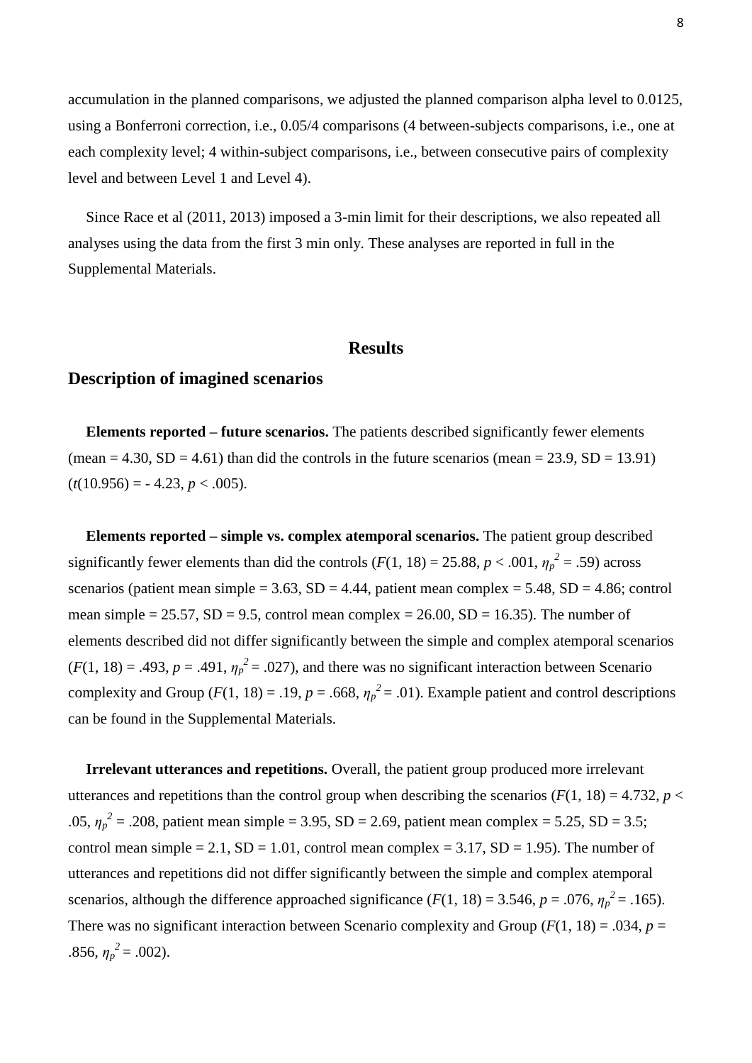accumulation in the planned comparisons, we adjusted the planned comparison alpha level to 0.0125, using a Bonferroni correction, i.e., 0.05/4 comparisons (4 between-subjects comparisons, i.e., one at each complexity level; 4 within-subject comparisons, i.e., between consecutive pairs of complexity level and between Level 1 and Level 4).

Since Race et al (2011, 2013) imposed a 3-min limit for their descriptions, we also repeated all analyses using the data from the first 3 min only. These analyses are reported in full in the Supplemental Materials.

# Results

## Description of imagined scenarios

**Elements reported – future scenarios.** The patients described significantly fewer elements (mean = 4.30, SD = 4.61) than did the controls in the future scenarios (mean = 23.9, SD = 13.91) ($t$(10.956) = - 4.23, $p < .005$).

**Elements reported – simple vs. complex atemporal scenarios.** The patient group described significantly fewer elements than did the controls ($F(1, 18) = 25.88$, $p < .001$, $\eta_p^2 = .59$) across scenarios (patient mean simple = 3.63, SD = 4.44, patient mean complex = 5.48, SD = 4.86; control mean simple = 25.57, SD = 9.5, control mean complex = 26.00, SD = 16.35). The number of elements described did not differ significantly between the simple and complex atemporal scenarios ($F(1, 18) = .493$, $p = .491$, $\eta_p^2 = .027$), and there was no significant interaction between Scenario complexity and Group ($F(1, 18) = .19$, $p = .668$, $\eta_p^2 = .01$). Example patient and control descriptions can be found in the Supplemental Materials.

**Irrelevant utterances and repetitions.** Overall, the patient group produced more irrelevant utterances and repetitions than the control group when describing the scenarios ($F(1, 18) = 4.732$, $p < .05$, $\eta_p^2 = .208$, patient mean simple = 3.95, SD = 2.69, patient mean complex = 5.25, SD = 3.5; control mean simple = 2.1, SD = 1.01, control mean complex = 3.17, SD = 1.95). The number of utterances and repetitions did not differ significantly between the simple and complex atemporal scenarios, although the difference approached significance ($F(1, 18) = 3.546$, $p = .076$, $\eta_p^2 = .165$). There was no significant interaction between Scenario complexity and Group ($F(1, 18) = .034$, $p = .856$, $\eta_p^2 = .002$).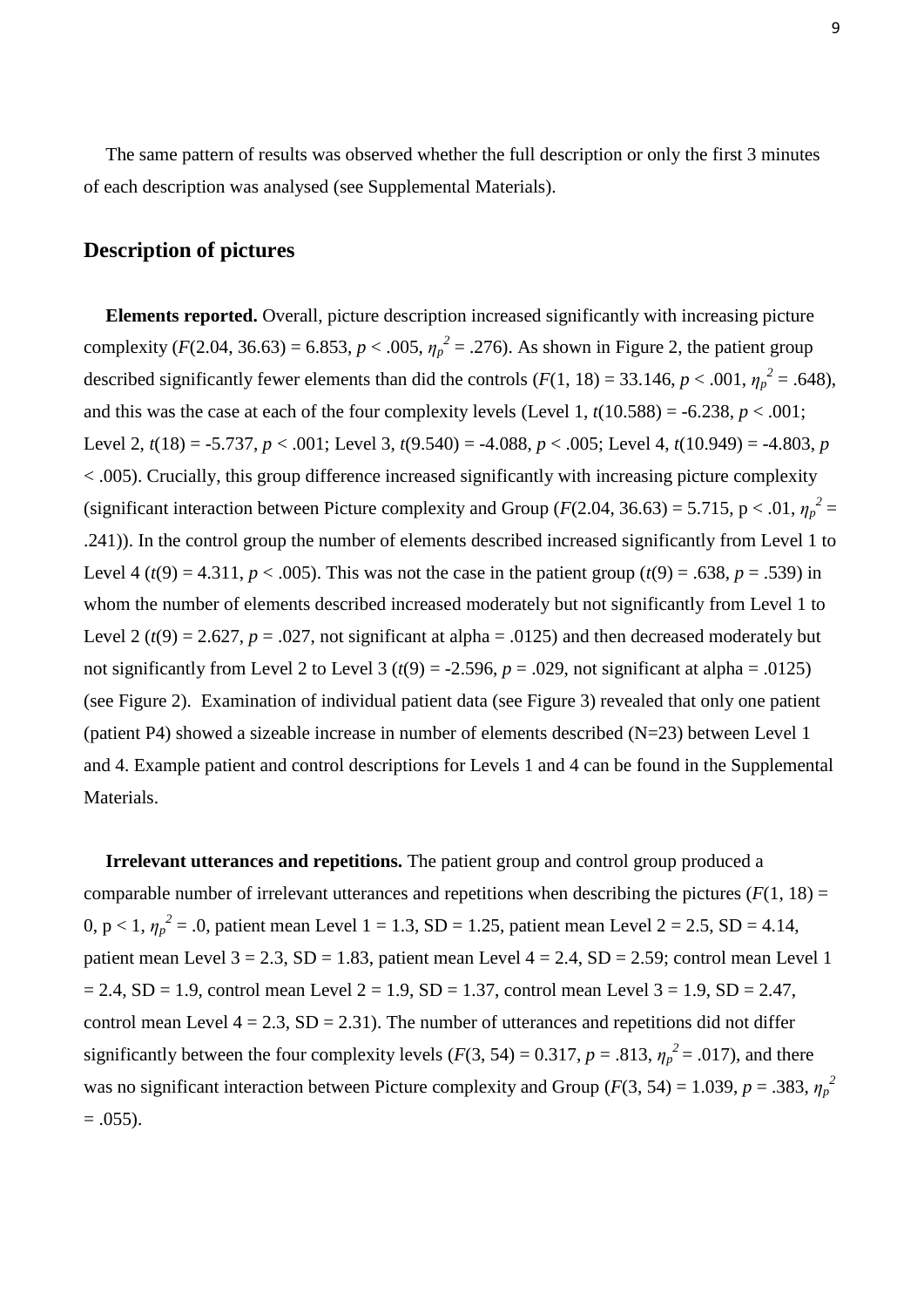The same pattern of results was observed whether the full description or only the first 3 minutes of each description was analysed (see Supplemental Materials).

## Description of pictures

**Elements reported.** Overall, picture description increased significantly with increasing picture complexity ($F(2.04, 36.63) = 6.853$, $p < .005$, $\eta_p^2 = .276$). As shown in Figure 2, the patient group described significantly fewer elements than did the controls ($F(1, 18) = 33.146$, $p < .001$, $\eta_p^2 = .648$), and this was the case at each of the four complexity levels (Level 1, $t(10.588) = -6.238$, $p < .001$; Level 2, $t(18) = -5.737$, $p < .001$; Level 3, $t(9.540) = -4.088$, $p < .005$; Level 4, $t(10.949) = -4.803$, $p < .005$). Crucially, this group difference increased significantly with increasing picture complexity (significant interaction between Picture complexity and Group ($F(2.04, 36.63) = 5.715$, $p < .01$, $\eta_p^2 = .241$)). In the control group the number of elements described increased significantly from Level 1 to Level 4 ($t(9) = 4.311$, $p < .005$). This was not the case in the patient group ($t(9) = .638$, $p = .539$) in whom the number of elements described increased moderately but not significantly from Level 1 to Level 2 ($t(9) = 2.627$, $p = .027$, not significant at alpha = .0125) and then decreased moderately but not significantly from Level 2 to Level 3 ($t(9) = -2.596$, $p = .029$, not significant at alpha = .0125) (see Figure 2). Examination of individual patient data (see Figure 3) revealed that only one patient (patient P4) showed a sizeable increase in number of elements described (N=23) between Level 1 and 4. Example patient and control descriptions for Levels 1 and 4 can be found in the Supplemental Materials.

**Irrelevant utterances and repetitions.** The patient group and control group produced a comparable number of irrelevant utterances and repetitions when describing the pictures ($F(1, 18) = 0$, $p < 1$, $\eta_p^2 = .0$, patient mean Level 1 = 1.3, SD = 1.25, patient mean Level 2 = 2.5, SD = 4.14, patient mean Level 3 = 2.3, SD = 1.83, patient mean Level 4 = 2.4, SD = 2.59; control mean Level 1 = 2.4, SD = 1.9, control mean Level 2 = 1.9, SD = 1.37, control mean Level 3 = 1.9, SD = 2.47, control mean Level 4 = 2.3, SD = 2.31). The number of utterances and repetitions did not differ significantly between the four complexity levels ($F(3, 54) = 0.317$, $p = .813$, $\eta_p^2 = .017$), and there was no significant interaction between Picture complexity and Group ($F(3, 54) = 1.039$, $p = .383$, $\eta_p^2 = .055$).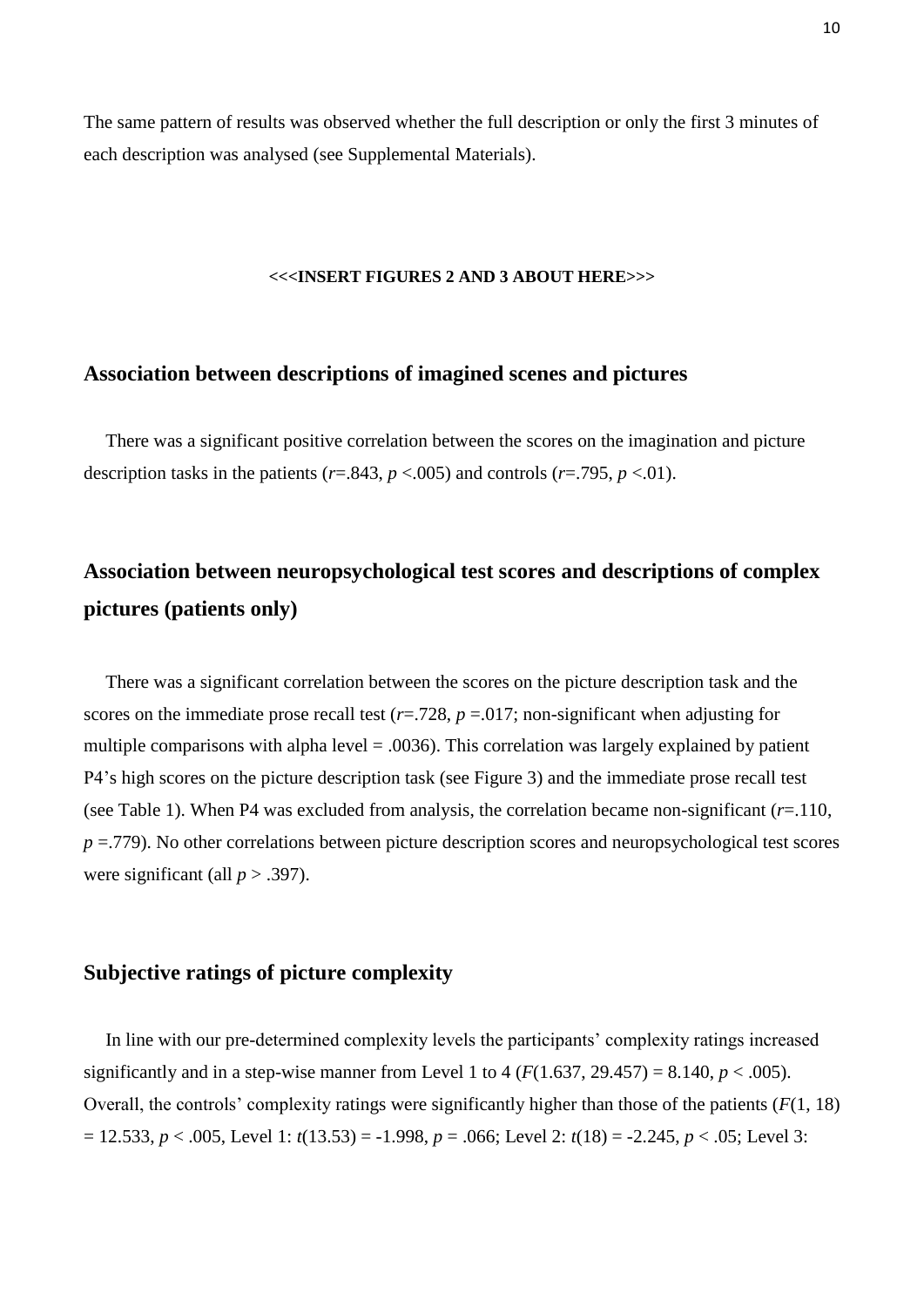The same pattern of results was observed whether the full description or only the first 3 minutes of each description was analysed (see Supplemental Materials).

**<<<INSERT FIGURES 2 AND 3 ABOUT HERE>>>**

## Association between descriptions of imagined scenes and pictures

There was a significant positive correlation between the scores on the imagination and picture description tasks in the patients ($r$=.843, $p$ <.005) and controls ($r$=.795, $p$ <.01).

## Association between neuropsychological test scores and descriptions of complex pictures (patients only)

There was a significant correlation between the scores on the picture description task and the scores on the immediate prose recall test ($r$=.728, $p$ =.017; non-significant when adjusting for multiple comparisons with alpha level = .0036). This correlation was largely explained by patient P4's high scores on the picture description task (see Figure 3) and the immediate prose recall test (see Table 1). When P4 was excluded from analysis, the correlation became non-significant ($r$=.110, $p$ =.779). No other correlations between picture description scores and neuropsychological test scores were significant (all $p$ > .397).

## Subjective ratings of picture complexity

In line with our pre-determined complexity levels the participants' complexity ratings increased significantly and in a step-wise manner from Level 1 to 4 ($F$(1.637, 29.457) = 8.140, $p$ < .005). Overall, the controls' complexity ratings were significantly higher than those of the patients ($F$(1, 18) = 12.533, $p$ < .005, Level 1: $t$(13.53) = -1.998, $p$ = .066; Level 2: $t$(18) = -2.245, $p$ < .05; Level 3: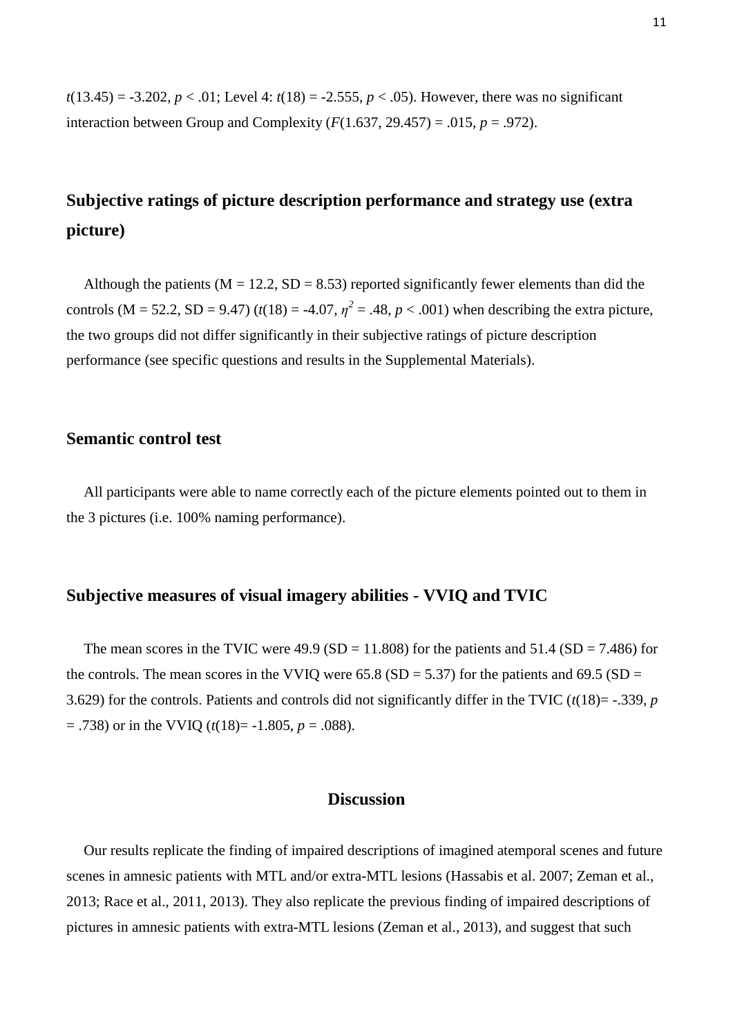$t(13.45) = -3.202$, $p < .01$; Level 4: $t(18) = -2.555$, $p < .05$). However, there was no significant interaction between Group and Complexity ($F(1.637, 29.457) = .015$, $p = .972$).

## Subjective ratings of picture description performance and strategy use (extra picture)

Although the patients (M = 12.2, SD = 8.53) reported significantly fewer elements than did the controls (M = 52.2, SD = 9.47) ($t(18) = -4.07$, $\eta^2 = .48$, $p < .001$) when describing the extra picture, the two groups did not differ significantly in their subjective ratings of picture description performance (see specific questions and results in the Supplemental Materials).

## Semantic control test

All participants were able to name correctly each of the picture elements pointed out to them in the 3 pictures (i.e. 100% naming performance).

## Subjective measures of visual imagery abilities - VVIQ and TVIC

The mean scores in the TVIC were 49.9 (SD = 11.808) for the patients and 51.4 (SD = 7.486) for the controls. The mean scores in the VVIQ were 65.8 (SD = 5.37) for the patients and 69.5 (SD = 3.629) for the controls. Patients and controls did not significantly differ in the TVIC ($t(18) = -.339$, $p = .738$) or in the VVIQ ($t(18) = -1.805$, $p = .088$).

# Discussion

Our results replicate the finding of impaired descriptions of imagined atemporal scenes and future scenes in amnesic patients with MTL and/or extra-MTL lesions (Hassabis et al. 2007; Zeman et al., 2013; Race et al., 2011, 2013). They also replicate the previous finding of impaired descriptions of pictures in amnesic patients with extra-MTL lesions (Zeman et al., 2013), and suggest that such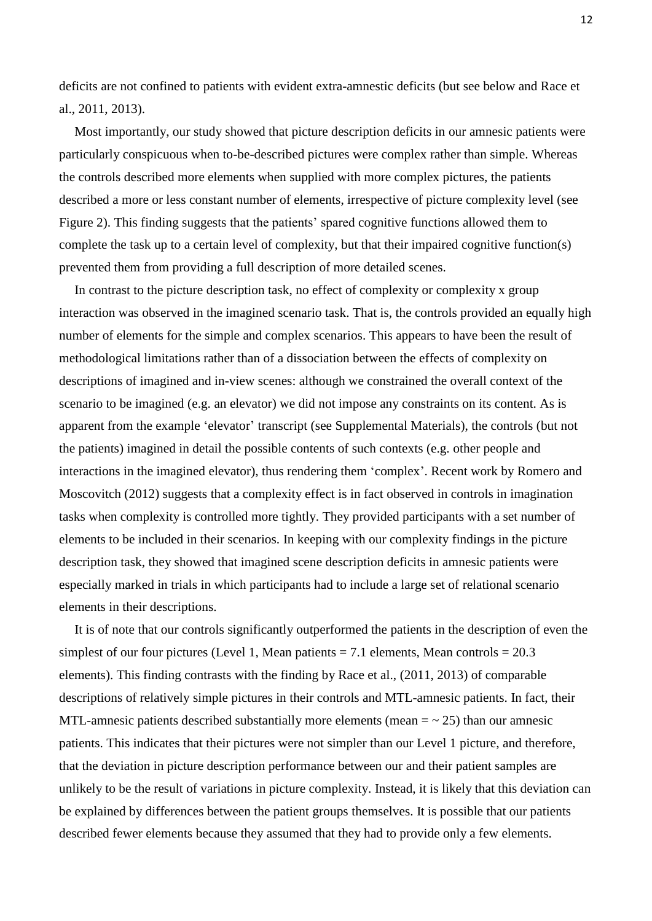deficits are not confined to patients with evident extra-amnestic deficits (but see below and Race et al., 2011, 2013).

Most importantly, our study showed that picture description deficits in our amnesic patients were particularly conspicuous when to-be-described pictures were complex rather than simple. Whereas the controls described more elements when supplied with more complex pictures, the patients described a more or less constant number of elements, irrespective of picture complexity level (see Figure 2). This finding suggests that the patients' spared cognitive functions allowed them to complete the task up to a certain level of complexity, but that their impaired cognitive function(s) prevented them from providing a full description of more detailed scenes.

In contrast to the picture description task, no effect of complexity or complexity x group interaction was observed in the imagined scenario task. That is, the controls provided an equally high number of elements for the simple and complex scenarios. This appears to have been the result of methodological limitations rather than of a dissociation between the effects of complexity on descriptions of imagined and in-view scenes: although we constrained the overall context of the scenario to be imagined (e.g. an elevator) we did not impose any constraints on its content. As is apparent from the example 'elevator' transcript (see Supplemental Materials), the controls (but not the patients) imagined in detail the possible contents of such contexts (e.g. other people and interactions in the imagined elevator), thus rendering them 'complex'. Recent work by Romero and Moscovitch (2012) suggests that a complexity effect is in fact observed in controls in imagination tasks when complexity is controlled more tightly. They provided participants with a set number of elements to be included in their scenarios. In keeping with our complexity findings in the picture description task, they showed that imagined scene description deficits in amnesic patients were especially marked in trials in which participants had to include a large set of relational scenario elements in their descriptions.

It is of note that our controls significantly outperformed the patients in the description of even the simplest of our four pictures (Level 1, Mean patients = 7.1 elements, Mean controls = 20.3 elements). This finding contrasts with the finding by Race et al., (2011, 2013) of comparable descriptions of relatively simple pictures in their controls and MTL-amnesic patients. In fact, their MTL-amnesic patients described substantially more elements (mean = ~ 25) than our amnesic patients. This indicates that their pictures were not simpler than our Level 1 picture, and therefore, that the deviation in picture description performance between our and their patient samples are unlikely to be the result of variations in picture complexity. Instead, it is likely that this deviation can be explained by differences between the patient groups themselves. It is possible that our patients described fewer elements because they assumed that they had to provide only a few elements.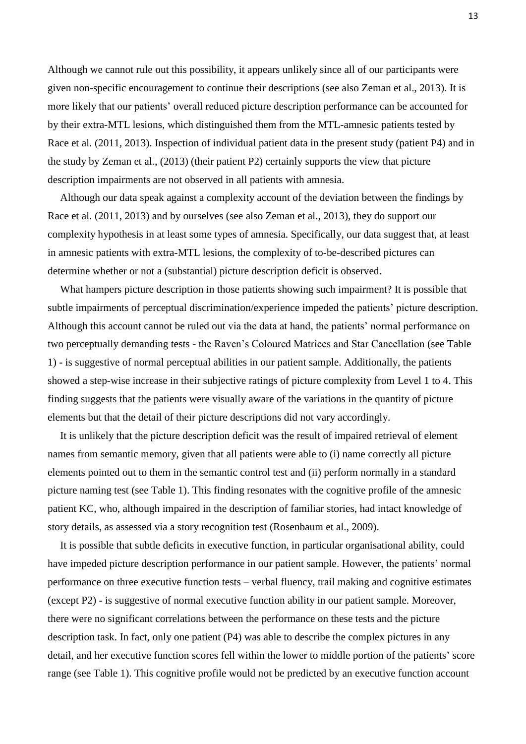Although we cannot rule out this possibility, it appears unlikely since all of our participants were given non-specific encouragement to continue their descriptions (see also Zeman et al., 2013). It is more likely that our patients' overall reduced picture description performance can be accounted for by their extra-MTL lesions, which distinguished them from the MTL-amnesic patients tested by Race et al. (2011, 2013). Inspection of individual patient data in the present study (patient P4) and in the study by Zeman et al., (2013) (their patient P2) certainly supports the view that picture description impairments are not observed in all patients with amnesia.

Although our data speak against a complexity account of the deviation between the findings by Race et al. (2011, 2013) and by ourselves (see also Zeman et al., 2013), they do support our complexity hypothesis in at least some types of amnesia. Specifically, our data suggest that, at least in amnesic patients with extra-MTL lesions, the complexity of to-be-described pictures can determine whether or not a (substantial) picture description deficit is observed.

What hampers picture description in those patients showing such impairment? It is possible that subtle impairments of perceptual discrimination/experience impeded the patients' picture description. Although this account cannot be ruled out via the data at hand, the patients' normal performance on two perceptually demanding tests - the Raven's Coloured Matrices and Star Cancellation (see Table 1) - is suggestive of normal perceptual abilities in our patient sample. Additionally, the patients showed a step-wise increase in their subjective ratings of picture complexity from Level 1 to 4. This finding suggests that the patients were visually aware of the variations in the quantity of picture elements but that the detail of their picture descriptions did not vary accordingly.

It is unlikely that the picture description deficit was the result of impaired retrieval of element names from semantic memory, given that all patients were able to (i) name correctly all picture elements pointed out to them in the semantic control test and (ii) perform normally in a standard picture naming test (see Table 1). This finding resonates with the cognitive profile of the amnesic patient KC, who, although impaired in the description of familiar stories, had intact knowledge of story details, as assessed via a story recognition test (Rosenbaum et al., 2009).

It is possible that subtle deficits in executive function, in particular organisational ability, could have impeded picture description performance in our patient sample. However, the patients' normal performance on three executive function tests – verbal fluency, trail making and cognitive estimates (except P2) - is suggestive of normal executive function ability in our patient sample. Moreover, there were no significant correlations between the performance on these tests and the picture description task. In fact, only one patient (P4) was able to describe the complex pictures in any detail, and her executive function scores fell within the lower to middle portion of the patients' score range (see Table 1). This cognitive profile would not be predicted by an executive function account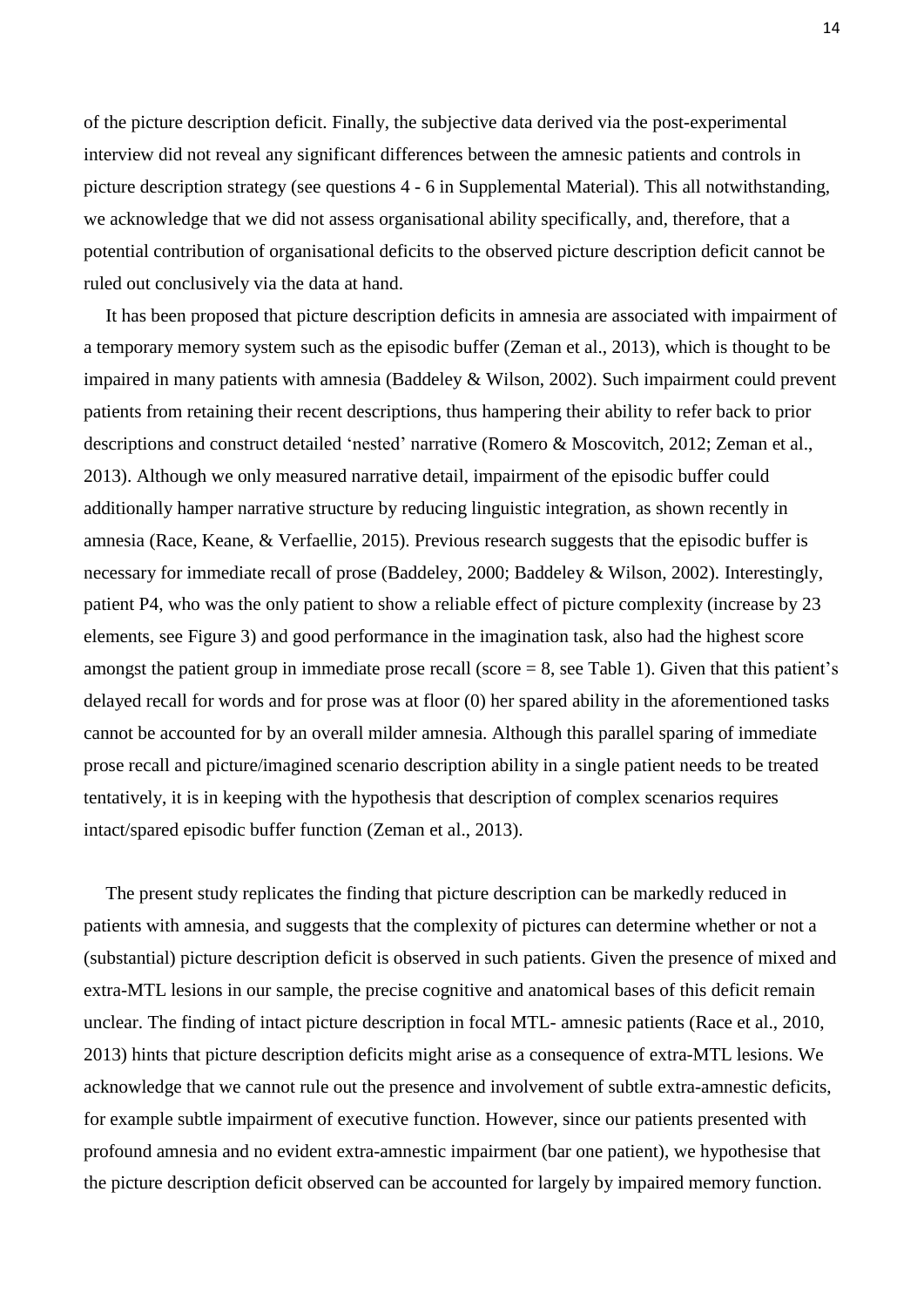of the picture description deficit. Finally, the subjective data derived via the post-experimental interview did not reveal any significant differences between the amnesic patients and controls in picture description strategy (see questions 4 - 6 in Supplemental Material). This all notwithstanding, we acknowledge that we did not assess organisational ability specifically, and, therefore, that a potential contribution of organisational deficits to the observed picture description deficit cannot be ruled out conclusively via the data at hand.

It has been proposed that picture description deficits in amnesia are associated with impairment of a temporary memory system such as the episodic buffer (Zeman et al., 2013), which is thought to be impaired in many patients with amnesia (Baddeley & Wilson, 2002). Such impairment could prevent patients from retaining their recent descriptions, thus hampering their ability to refer back to prior descriptions and construct detailed 'nested' narrative (Romero & Moscovitch, 2012; Zeman et al., 2013). Although we only measured narrative detail, impairment of the episodic buffer could additionally hamper narrative structure by reducing linguistic integration, as shown recently in amnesia (Race, Keane, & Verfaellie, 2015). Previous research suggests that the episodic buffer is necessary for immediate recall of prose (Baddeley, 2000; Baddeley & Wilson, 2002). Interestingly, patient P4, who was the only patient to show a reliable effect of picture complexity (increase by 23 elements, see Figure 3) and good performance in the imagination task, also had the highest score amongst the patient group in immediate prose recall (score = 8, see Table 1). Given that this patient's delayed recall for words and for prose was at floor (0) her spared ability in the aforementioned tasks cannot be accounted for by an overall milder amnesia. Although this parallel sparing of immediate prose recall and picture/imagined scenario description ability in a single patient needs to be treated tentatively, it is in keeping with the hypothesis that description of complex scenarios requires intact/spared episodic buffer function (Zeman et al., 2013).

The present study replicates the finding that picture description can be markedly reduced in patients with amnesia, and suggests that the complexity of pictures can determine whether or not a (substantial) picture description deficit is observed in such patients. Given the presence of mixed and extra-MTL lesions in our sample, the precise cognitive and anatomical bases of this deficit remain unclear. The finding of intact picture description in focal MTL- amnesic patients (Race et al., 2010, 2013) hints that picture description deficits might arise as a consequence of extra-MTL lesions. We acknowledge that we cannot rule out the presence and involvement of subtle extra-amnestic deficits, for example subtle impairment of executive function. However, since our patients presented with profound amnesia and no evident extra-amnestic impairment (bar one patient), we hypothesise that the picture description deficit observed can be accounted for largely by impaired memory function.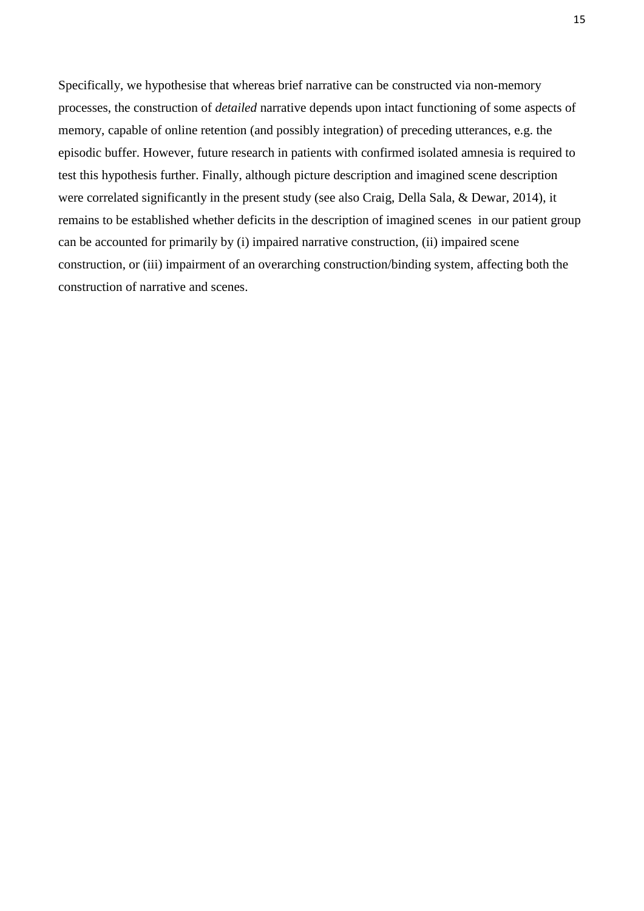Specifically, we hypothesise that whereas brief narrative can be constructed via non-memory processes, the construction of *detailed* narrative depends upon intact functioning of some aspects of memory, capable of online retention (and possibly integration) of preceding utterances, e.g. the episodic buffer. However, future research in patients with confirmed isolated amnesia is required to test this hypothesis further. Finally, although picture description and imagined scene description were correlated significantly in the present study (see also Craig, Della Sala, & Dewar, 2014), it remains to be established whether deficits in the description of imagined scenes in our patient group can be accounted for primarily by (i) impaired narrative construction, (ii) impaired scene construction, or (iii) impairment of an overarching construction/binding system, affecting both the construction of narrative and scenes.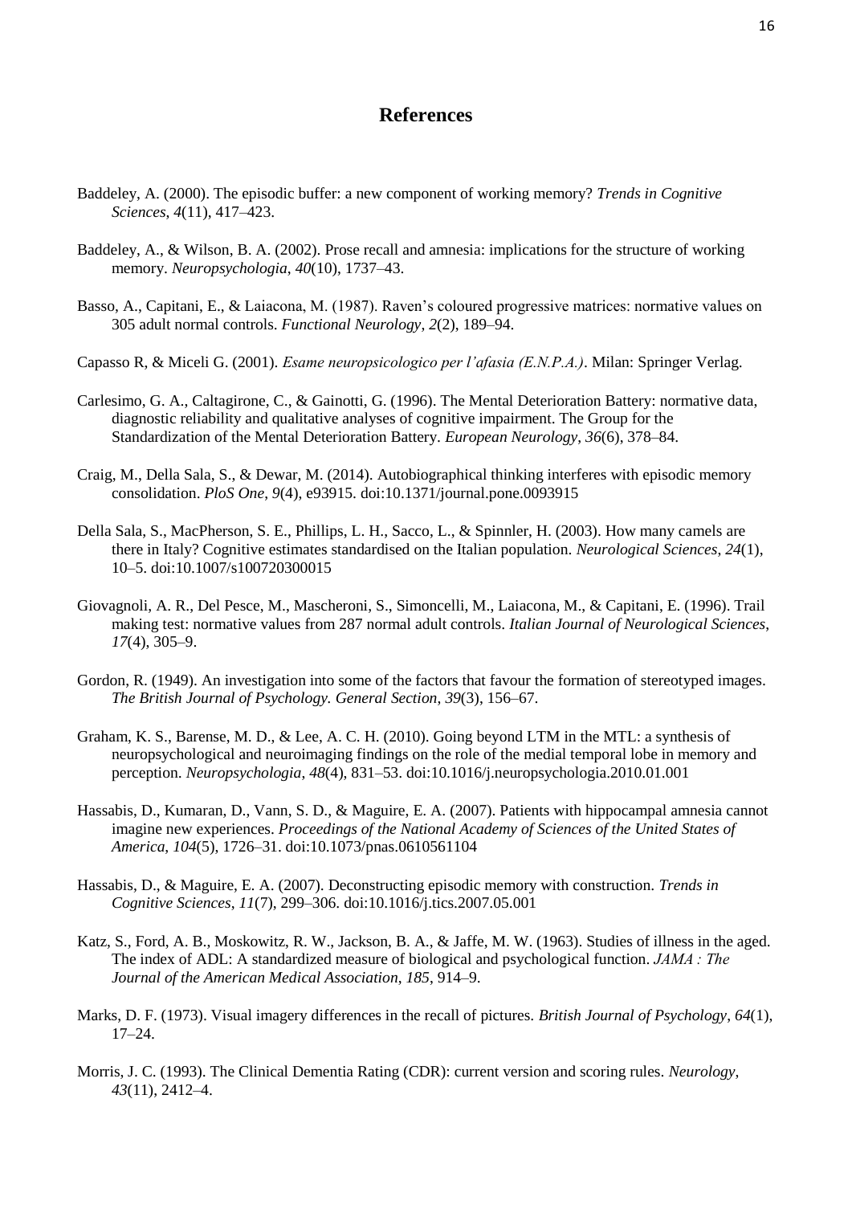## References

Baddeley, A. (2000). The episodic buffer: a new component of working memory? *Trends in Cognitive Sciences*, *4*(11), 417–423.

Baddeley, A., & Wilson, B. A. (2002). Prose recall and amnesia: implications for the structure of working memory. *Neuropsychologia*, *40*(10), 1737–43.

Basso, A., Capitani, E., & Laiacona, M. (1987). Raven's coloured progressive matrices: normative values on 305 adult normal controls. *Functional Neurology*, *2*(2), 189–94.

Capasso R, & Miceli G. (2001). *Esame neuropsicologico per l'afasia (E.N.P.A.)*. Milan: Springer Verlag.

Carlesimo, G. A., Caltagirone, C., & Gainotti, G. (1996). The Mental Deterioration Battery: normative data, diagnostic reliability and qualitative analyses of cognitive impairment. The Group for the Standardization of the Mental Deterioration Battery. *European Neurology*, *36*(6), 378–84.

Craig, M., Della Sala, S., & Dewar, M. (2014). Autobiographical thinking interferes with episodic memory consolidation. *PloS One*, *9*(4), e93915. doi:10.1371/journal.pone.0093915

Della Sala, S., MacPherson, S. E., Phillips, L. H., Sacco, L., & Spinnler, H. (2003). How many camels are there in Italy? Cognitive estimates standardised on the Italian population. *Neurological Sciences*, *24*(1), 10–5. doi:10.1007/s100720300015

Giovagnoli, A. R., Del Pesce, M., Mascheroni, S., Simoncelli, M., Laiacona, M., & Capitani, E. (1996). Trail making test: normative values from 287 normal adult controls. *Italian Journal of Neurological Sciences*, *17*(4), 305–9.

Gordon, R. (1949). An investigation into some of the factors that favour the formation of stereotyped images. *The British Journal of Psychology. General Section*, *39*(3), 156–67.

Graham, K. S., Barense, M. D., & Lee, A. C. H. (2010). Going beyond LTM in the MTL: a synthesis of neuropsychological and neuroimaging findings on the role of the medial temporal lobe in memory and perception. *Neuropsychologia*, *48*(4), 831–53. doi:10.1016/j.neuropsychologia.2010.01.001

Hassabis, D., Kumaran, D., Vann, S. D., & Maguire, E. A. (2007). Patients with hippocampal amnesia cannot imagine new experiences. *Proceedings of the National Academy of Sciences of the United States of America*, *104*(5), 1726–31. doi:10.1073/pnas.0610561104

Hassabis, D., & Maguire, E. A. (2007). Deconstructing episodic memory with construction. *Trends in Cognitive Sciences*, *11*(7), 299–306. doi:10.1016/j.tics.2007.05.001

Katz, S., Ford, A. B., Moskowitz, R. W., Jackson, B. A., & Jaffe, M. W. (1963). Studies of illness in the aged. The index of ADL: A standardized measure of biological and psychological function. *JAMA : The Journal of the American Medical Association*, *185*, 914–9.

Marks, D. F. (1973). Visual imagery differences in the recall of pictures. *British Journal of Psychology*, *64*(1), 17–24.

Morris, J. C. (1993). The Clinical Dementia Rating (CDR): current version and scoring rules. *Neurology*, *43*(11), 2412–4.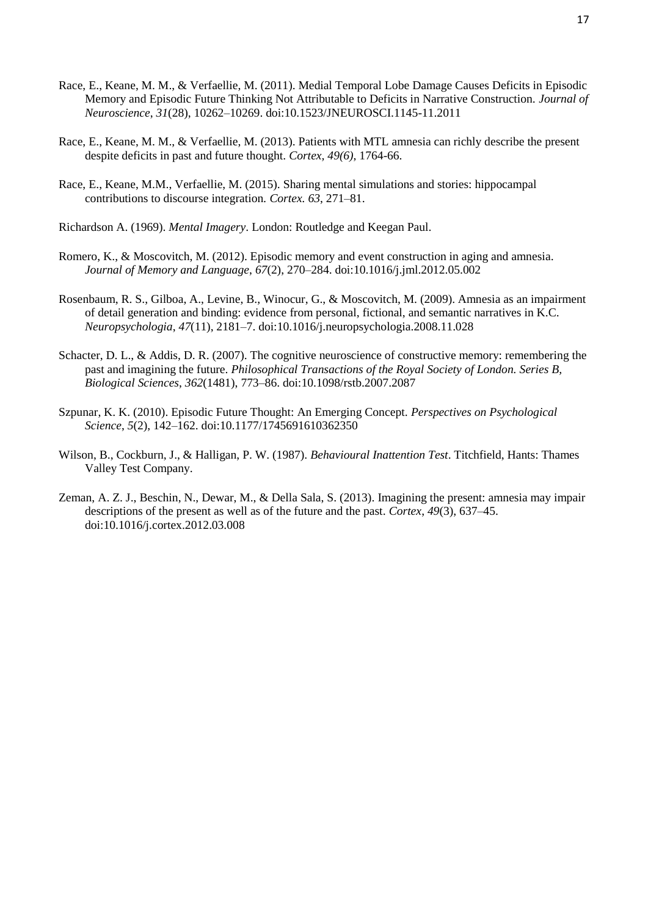Race, E., Keane, M. M., & Verfaellie, M. (2011). Medial Temporal Lobe Damage Causes Deficits in Episodic Memory and Episodic Future Thinking Not Attributable to Deficits in Narrative Construction. *Journal of Neuroscience*, *31*(28), 10262–10269. doi:10.1523/JNEUROSCI.1145-11.2011

Race, E., Keane, M. M., & Verfaellie, M. (2013). Patients with MTL amnesia can richly describe the present despite deficits in past and future thought. *Cortex, 49(6)*, 1764-66.

Race, E., Keane, M.M., Verfaellie, M. (2015). Sharing mental simulations and stories: hippocampal contributions to discourse integration. *Cortex. 63*, 271–81.

Richardson A. (1969). *Mental Imagery*. London: Routledge and Keegan Paul.

Romero, K., & Moscovitch, M. (2012). Episodic memory and event construction in aging and amnesia. *Journal of Memory and Language*, *67*(2), 270–284. doi:10.1016/j.jml.2012.05.002

Rosenbaum, R. S., Gilboa, A., Levine, B., Winocur, G., & Moscovitch, M. (2009). Amnesia as an impairment of detail generation and binding: evidence from personal, fictional, and semantic narratives in K.C. *Neuropsychologia*, *47*(11), 2181–7. doi:10.1016/j.neuropsychologia.2008.11.028

Schacter, D. L., & Addis, D. R. (2007). The cognitive neuroscience of constructive memory: remembering the past and imagining the future. *Philosophical Transactions of the Royal Society of London. Series B, Biological Sciences*, *362*(1481), 773–86. doi:10.1098/rstb.2007.2087

Szpunar, K. K. (2010). Episodic Future Thought: An Emerging Concept. *Perspectives on Psychological Science*, *5*(2), 142–162. doi:10.1177/1745691610362350

Wilson, B., Cockburn, J., & Halligan, P. W. (1987). *Behavioural Inattention Test*. Titchfield, Hants: Thames Valley Test Company.

Zeman, A. Z. J., Beschin, N., Dewar, M., & Della Sala, S. (2013). Imagining the present: amnesia may impair descriptions of the present as well as of the future and the past. *Cortex*, *49*(3), 637–45. doi:10.1016/j.cortex.2012.03.008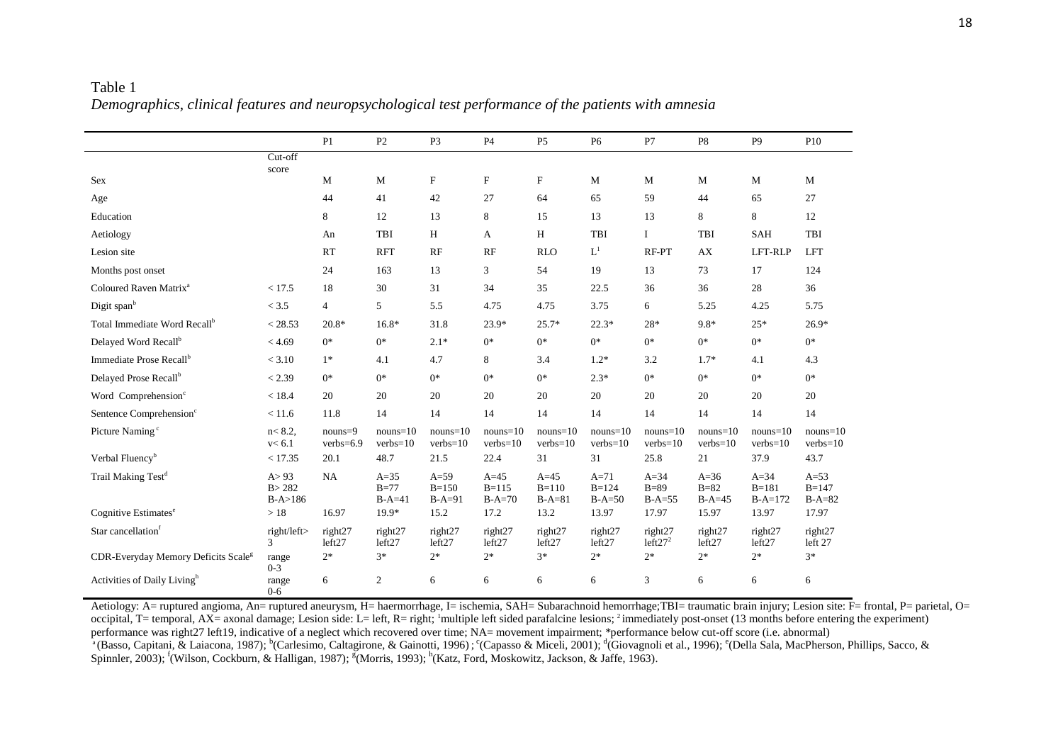Table 1

*Demographics, clinical features and neuropsychological test performance of the patients with amnesia*

| | Cut-off score | P1 | P2 | P3 | P4 | P5 | P6 | P7 | P8 | P9 | P10 |
|---|---|---|---|---|---|---|---|---|---|---|---|
| Sex | | M | M | F | F | F | M | M | M | M | M |
| Age | | 44 | 41 | 42 | 27 | 64 | 65 | 59 | 44 | 65 | 27 |
| Education | | 8 | 12 | 13 | 8 | 15 | 13 | 13 | 8 | 8 | 12 |
| Aetiology | | An | TBI | H | A | H | TBI | I | TBI | SAH | TBI |
| Lesion site | | RT | RFT | RF | RF | RLO | L[1] | RF-PT | AX | LFT-RLP | LFT |
| Months post onset | | 24 | 163 | 13 | 3 | 54 | 19 | 13 | 73 | 17 | 124 |
| Coloured Raven Matrix[a] | < 17.5 | 18 | 30 | 31 | 34 | 35 | 22.5 | 36 | 36 | 28 | 36 |
| Digit span[b] | < 3.5 | 4 | 5 | 5.5 | 4.75 | 4.75 | 3.75 | 6 | 5.25 | 4.25 | 5.75 |
| Total Immediate Word Recall[b] | < 28.53 | 20.8* | 16.8* | 31.8 | 23.9* | 25.7* | 22.3* | 28* | 9.8* | 25* | 26.9* |
| Delayed Word Recall[b] | < 4.69 | 0* | 0* | 2.1* | 0* | 0* | 0* | 0* | 0* | 0* | 0* |
| Immediate Prose Recall[b] | < 3.10 | 1* | 4.1 | 4.7 | 8 | 3.4 | 1.2* | 3.2 | 1.7* | 4.1 | 4.3 |
| Delayed Prose Recall[b] | < 2.39 | 0* | 0* | 0* | 0* | 0* | 2.3* | 0* | 0* | 0* | 0* |
| Word Comprehension[c] | < 18.4 | 20 | 20 | 20 | 20 | 20 | 20 | 20 | 20 | 20 | 20 |
| Sentence Comprehension[c] | < 11.6 | 11.8 | 14 | 14 | 14 | 14 | 14 | 14 | 14 | 14 | 14 |
| Picture Naming[c] | n< 8.2, v< 6.1 | nouns=9 verbs=6.9 | nouns=10 verbs=10 | nouns=10 verbs=10 | nouns=10 verbs=10 | nouns=10 verbs=10 | nouns=10 verbs=10 | nouns=10 verbs=10 | nouns=10 verbs=10 | nouns=10 verbs=10 | nouns=10 verbs=10 |
| Verbal Fluency[b] | < 17.35 | 20.1 | 48.7 | 21.5 | 22.4 | 31 | 31 | 25.8 | 21 | 37.9 | 43.7 |
| Trail Making Test[d] | A> 93 B> 282 B-A>186 | NA | A=35 B=77 B-A=41 | A=59 B=150 B-A=91 | A=45 B=115 B-A=70 | A=45 B=110 B-A=81 | A=71 B=124 B-A=50 | A=34 B=89 B-A=55 | A=36 B=82 B-A=45 | A=34 B=181 B-A=172 | A=53 B=147 B-A=82 |
| Cognitive Estimates[e] | > 18 | 16.97 | 19.9* | 15.2 | 17.2 | 13.2 | 13.97 | 17.97 | 15.97 | 13.97 | 17.97 |
| Star cancellation[f] | right/left> 3 | right27 left27 | right27 left27 | right27 left27 | right27 left27 | right27 left27 | right27 left27 | right27 left27[2] | right27 left27 | right27 left27 | right27 left 27 |
| CDR-Everyday Memory Deficits Scale[g] | range 0-3 | 2* | 3* | 2* | 2* | 3* | 2* | 2* | 2* | 2* | 3* |
| Activities of Daily Living[h] | range 0-6 | 6 | 2 | 6 | 6 | 6 | 6 | 3 | 6 | 6 | 6 |

Aetiology: A= ruptured angioma, An= ruptured aneurysm, H= haermorrhage, I= ischemia, SAH= Subarachnoid hemorrhage;TBI= traumatic brain injury; Lesion site: F= frontal, P= parietal, O= occipital, T= temporal, AX= axonal damage; Lesion side: L= left, R= right; [1]multiple left sided parafalcine lesions; [2]immediately post-onset (13 months before entering the experiment) performance was right27 left19, indicative of a neglect which recovered over time; NA= movement impairment; *performance below cut-off score (i.e. abnormal)

[a](Basso, Capitani, & Laiacona, 1987); [b](Carlesimo, Caltagirone, & Gainotti, 1996); [c](Capasso & Miceli, 2001); [d](Giovagnoli et al., 1996); [e](Della Sala, MacPherson, Phillips, Sacco, & Spinnler, 2003); [f](Wilson, Cockburn, & Halligan, 1987); [g](Morris, 1993); [h](Katz, Ford, Moskowitz, Jackson, & Jaffe, 1963).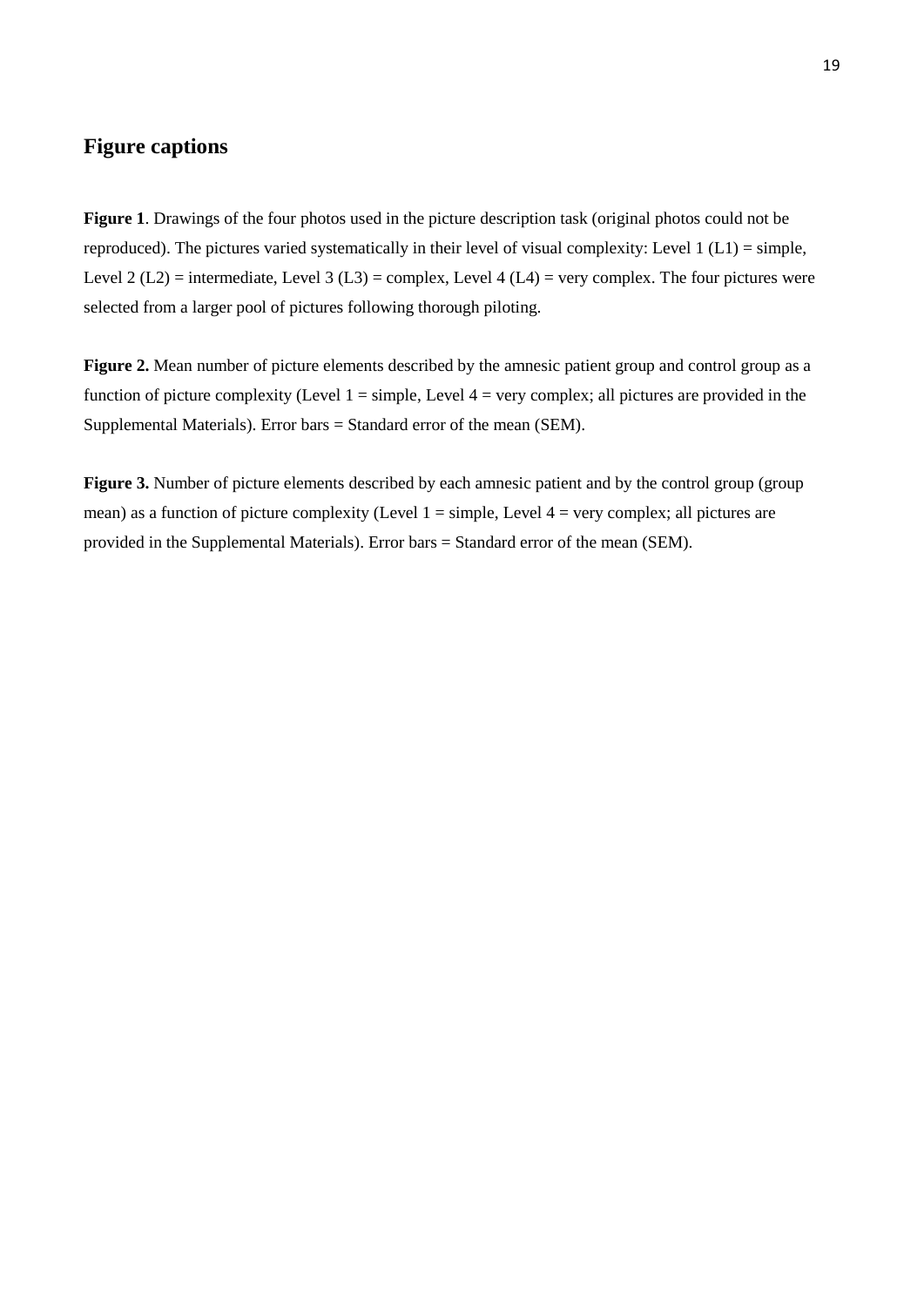## Figure captions

**Figure 1**. Drawings of the four photos used in the picture description task (original photos could not be reproduced). The pictures varied systematically in their level of visual complexity: Level 1 (L1) = simple, Level 2 (L2) = intermediate, Level 3 (L3) = complex, Level 4 (L4) = very complex. The four pictures were selected from a larger pool of pictures following thorough piloting.

**Figure 2.** Mean number of picture elements described by the amnesic patient group and control group as a function of picture complexity (Level 1 = simple, Level 4 = very complex; all pictures are provided in the Supplemental Materials). Error bars = Standard error of the mean (SEM).

**Figure 3.** Number of picture elements described by each amnesic patient and by the control group (group mean) as a function of picture complexity (Level 1 = simple, Level 4 = very complex; all pictures are provided in the Supplemental Materials). Error bars = Standard error of the mean (SEM).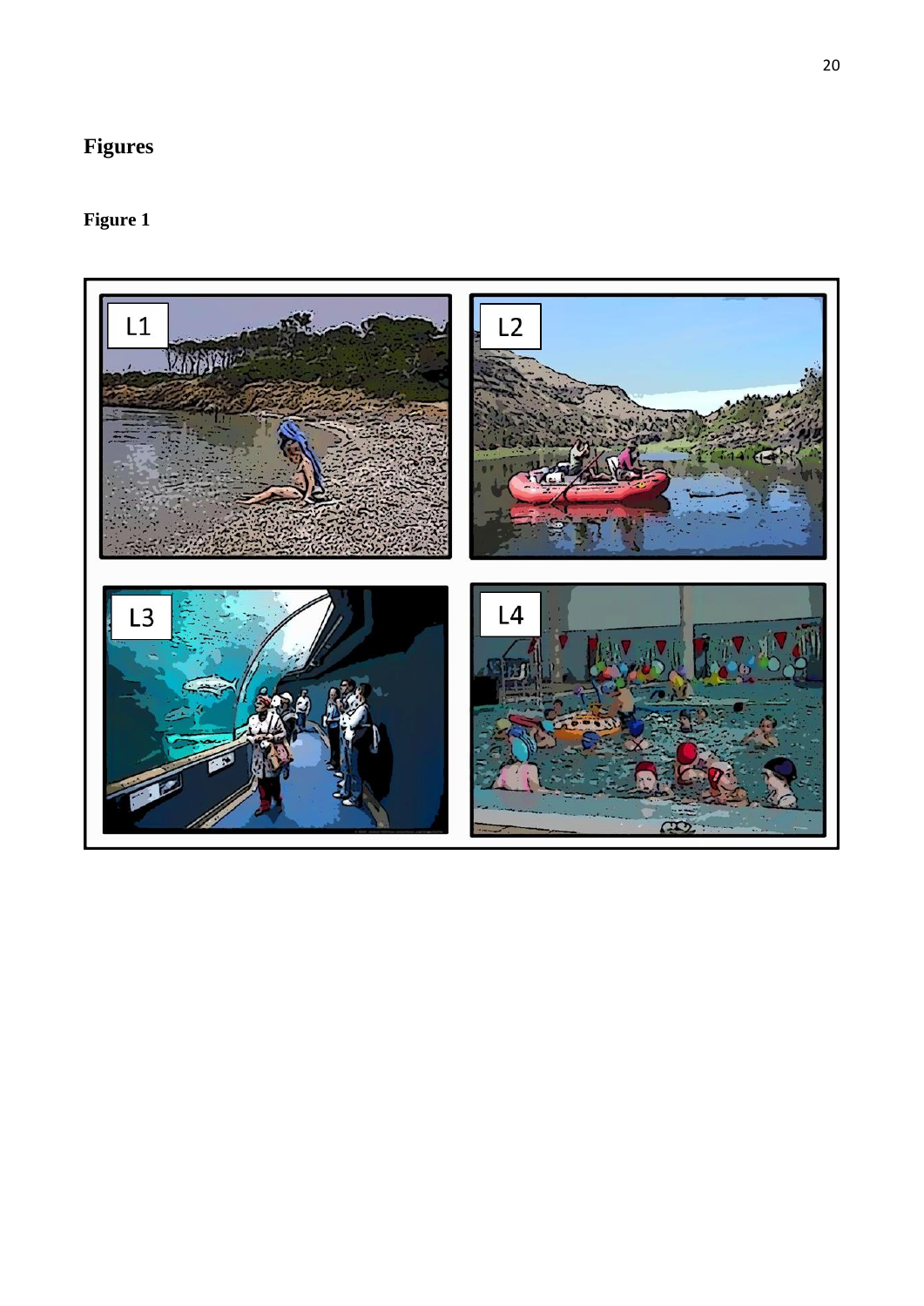# Figures

**Figure 1**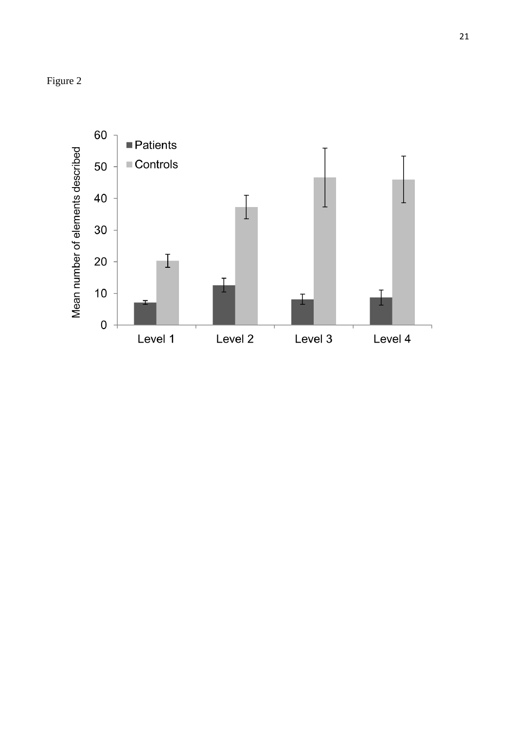Figure 2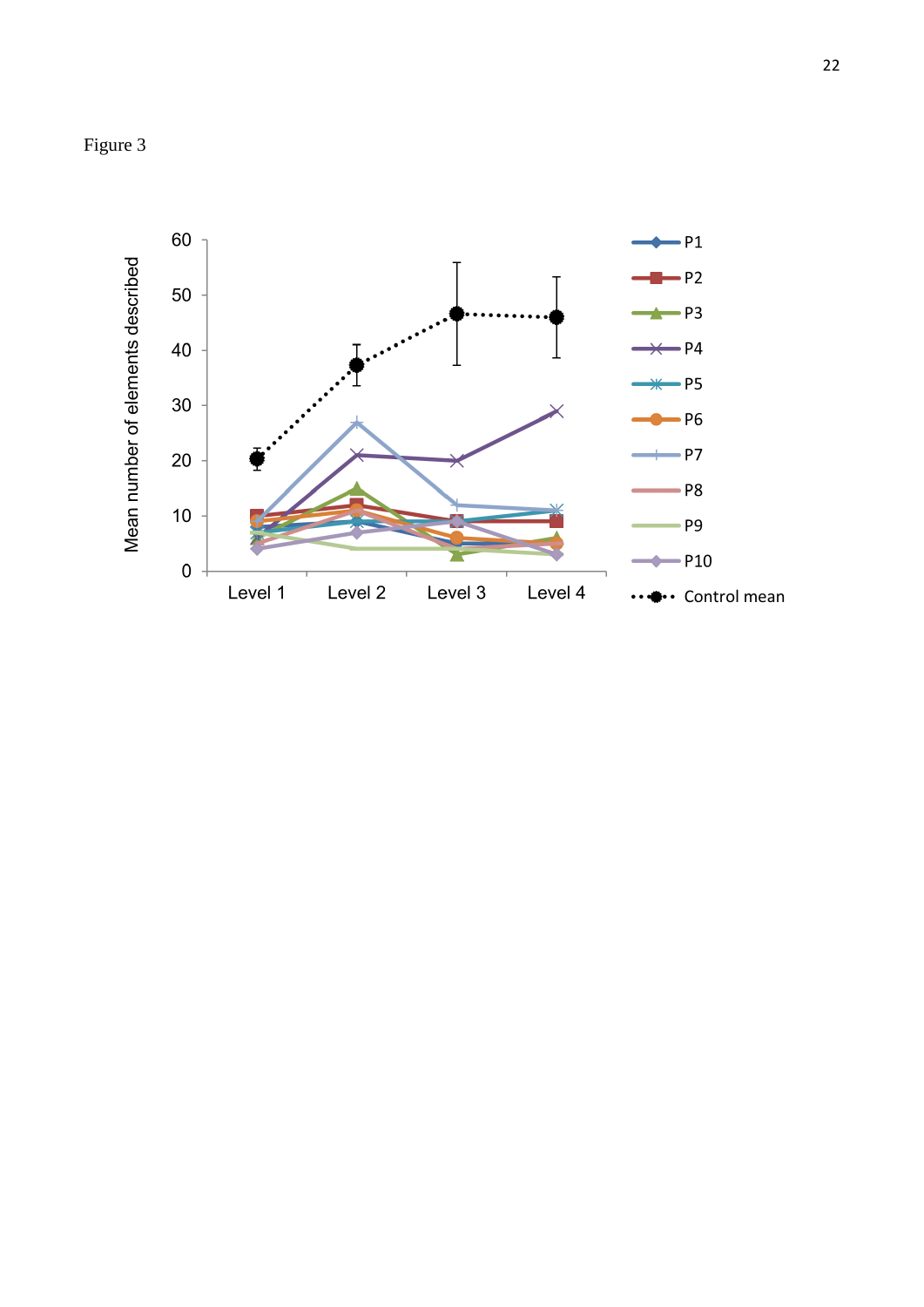Figure 3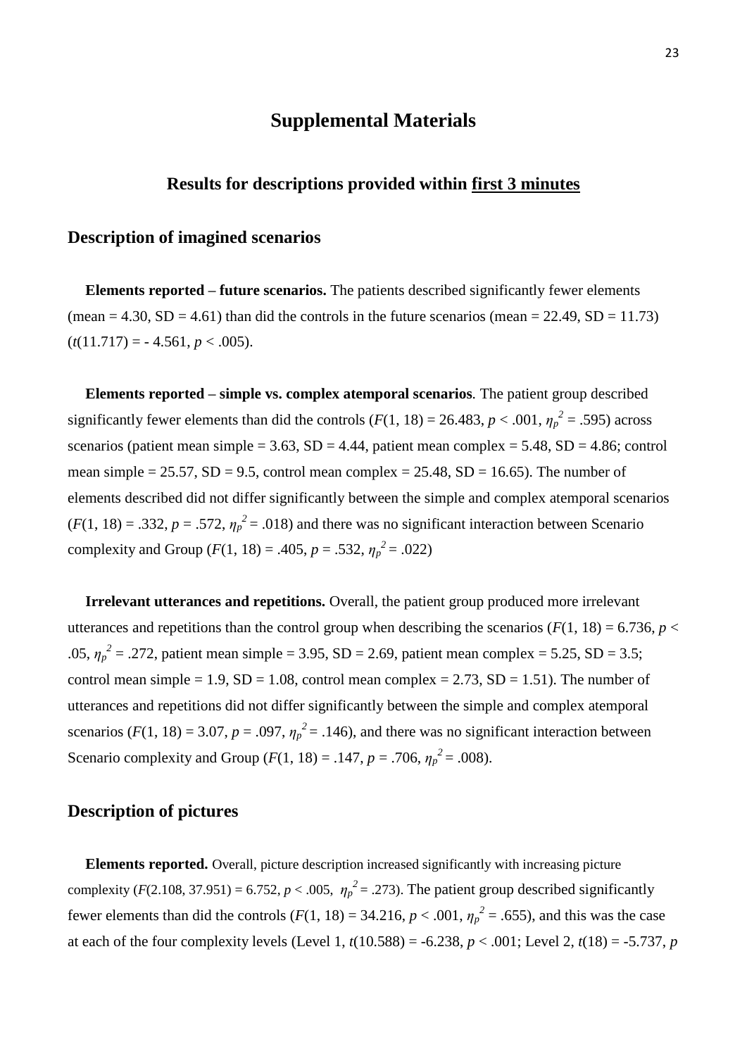# Supplemental Materials

## Results for descriptions provided within <u>first 3 minutes</u>

### Description of imagined scenarios

**Elements reported – future scenarios.** The patients described significantly fewer elements (mean = 4.30, SD = 4.61) than did the controls in the future scenarios (mean = 22.49, SD = 11.73) ($t(11.717) = -4.561$, $p < .005$).

**Elements reported – simple vs. complex atemporal scenarios**. The patient group described significantly fewer elements than did the controls ($F(1, 18) = 26.483$, $p < .001$, $\eta_p^2 = .595$) across scenarios (patient mean simple = 3.63, SD = 4.44, patient mean complex = 5.48, SD = 4.86; control mean simple = 25.57, SD = 9.5, control mean complex = 25.48, SD = 16.65). The number of elements described did not differ significantly between the simple and complex atemporal scenarios ($F(1, 18) = .332$, $p = .572$, $\eta_p^2 = .018$) and there was no significant interaction between Scenario complexity and Group ($F(1, 18) = .405$, $p = .532$, $\eta_p^2 = .022$)

**Irrelevant utterances and repetitions.** Overall, the patient group produced more irrelevant utterances and repetitions than the control group when describing the scenarios ($F(1, 18) = 6.736$, $p < .05$, $\eta_p^2 = .272$, patient mean simple = 3.95, SD = 2.69, patient mean complex = 5.25, SD = 3.5; control mean simple = 1.9, SD = 1.08, control mean complex = 2.73, SD = 1.51). The number of utterances and repetitions did not differ significantly between the simple and complex atemporal scenarios ($F(1, 18) = 3.07$, $p = .097$, $\eta_p^2 = .146$), and there was no significant interaction between Scenario complexity and Group ($F(1, 18) = .147$, $p = .706$, $\eta_p^2 = .008$).

### Description of pictures

**Elements reported.** Overall, picture description increased significantly with increasing picture complexity ($F(2.108, 37.951) = 6.752$, $p < .005$, $\eta_p^2 = .273$). The patient group described significantly fewer elements than did the controls ($F(1, 18) = 34.216$, $p < .001$, $\eta_p^2 = .655$), and this was the case at each of the four complexity levels (Level 1, $t(10.588) = -6.238$, $p < .001$; Level 2, $t(18) = -5.737$, $p$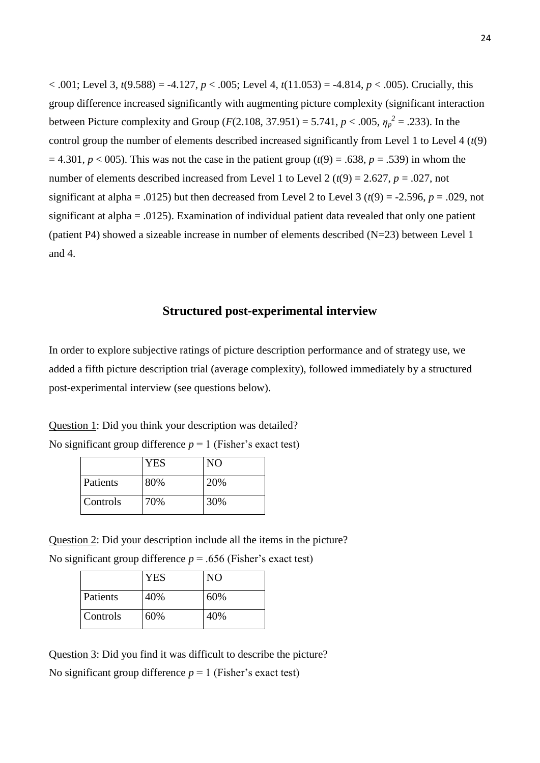< .001; Level 3, $t(9.588) = -4.127$, $p < .005$; Level 4, $t(11.053) = -4.814$, $p < .005$). Crucially, this group difference increased significantly with augmenting picture complexity (significant interaction between Picture complexity and Group ($F(2.108, 37.951) = 5.741$, $p < .005$, $\eta_p^2 = .233$). In the control group the number of elements described increased significantly from Level 1 to Level 4 ($t(9) = 4.301$, $p <$ 005). This was not the case in the patient group ($t(9) = .638$, $p = .539$) in whom the number of elements described increased from Level 1 to Level 2 ($t(9) = 2.627$, $p = .027$, not significant at alpha = .0125) but then decreased from Level 2 to Level 3 ($t(9) = -2.596$, $p = .029$, not significant at alpha = .0125). Examination of individual patient data revealed that only one patient (patient P4) showed a sizeable increase in number of elements described (N=23) between Level 1 and 4.

## Structured post-experimental interview

In order to explore subjective ratings of picture description performance and of strategy use, we added a fifth picture description trial (average complexity), followed immediately by a structured post-experimental interview (see questions below).

Question 1: Did you think your description was detailed?

No significant group difference $p = 1$ (Fisher's exact test)

| | YES | NO |
|---|---|---|
| Patients | 80% | 20% |
| Controls | 70% | 30% |

Question 2: Did your description include all the items in the picture?

No significant group difference $p = .656$ (Fisher's exact test)

| | YES | NO |
|---|---|---|
| Patients | 40% | 60% |
| Controls | 60% | 40% |

Question 3: Did you find it was difficult to describe the picture?

No significant group difference $p = 1$ (Fisher's exact test)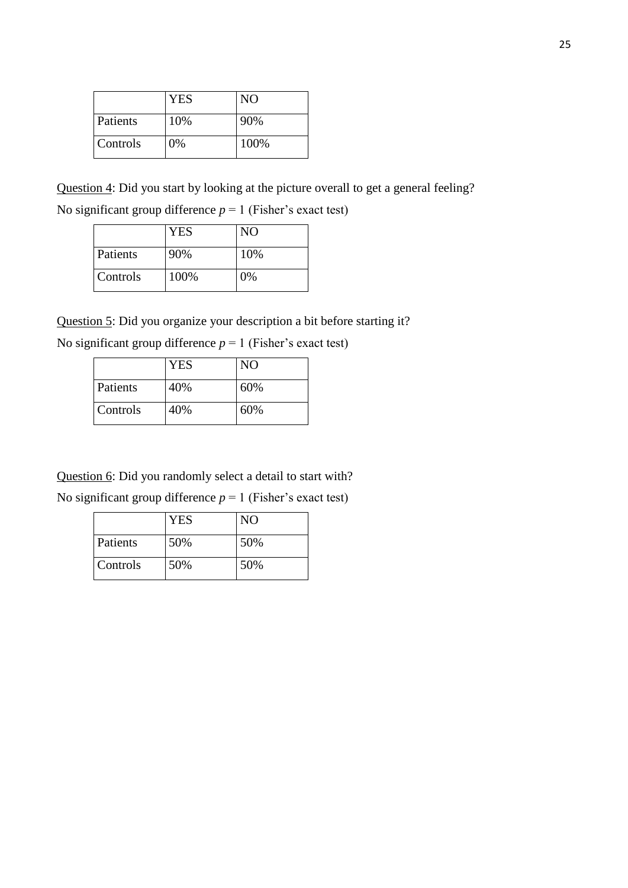| | YES | NO |
|---|---|---|
| Patients | 10% | 90% |
| Controls | 0% | 100% |

Question 4: Did you start by looking at the picture overall to get a general feeling?

No significant group difference $p = 1$ (Fisher's exact test)

| | YES | NO |
|---|---|---|
| Patients | 90% | 10% |
| Controls | 100% | 0% |

Question 5: Did you organize your description a bit before starting it?

No significant group difference $p = 1$ (Fisher's exact test)

| | YES | NO |
|---|---|---|
| Patients | 40% | 60% |
| Controls | 40% | 60% |

Question 6: Did you randomly select a detail to start with?

No significant group difference $p = 1$ (Fisher's exact test)

| | YES | NO |
|---|---|---|
| Patients | 50% | 50% |
| Controls | 50% | 50% |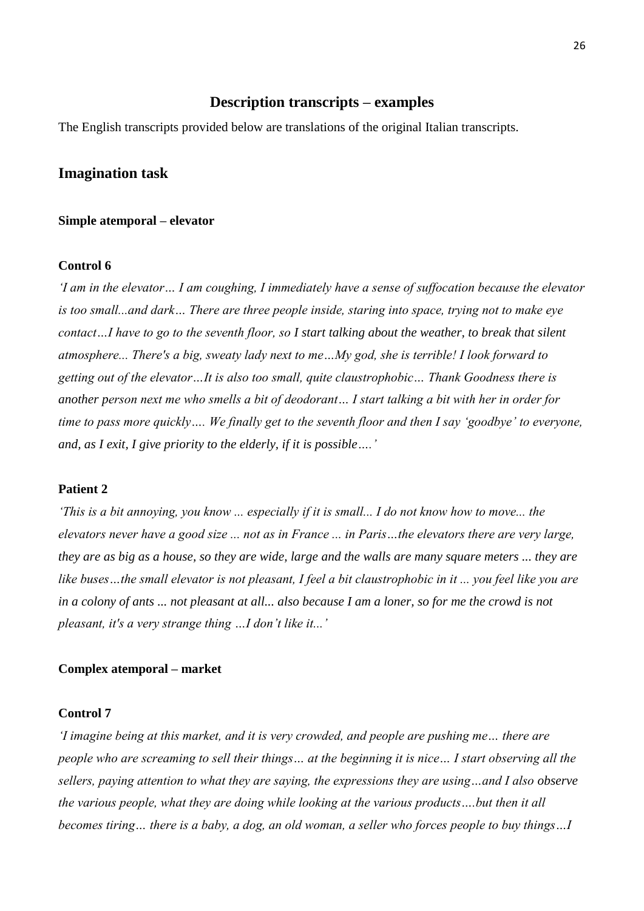## Description transcripts – examples

The English transcripts provided below are translations of the original Italian transcripts.

## Imagination task

**Simple atemporal – elevator**

**Control 6**

*'I am in the elevator… I am coughing, I immediately have a sense of suffocation because the elevator is too small...and dark… There are three people inside, staring into space, trying not to make eye contact…I have to go to the seventh floor, so I start talking about the weather, to break that silent atmosphere... There's a big, sweaty lady next to me…My god, she is terrible! I look forward to getting out of the elevator…It is also too small, quite claustrophobic… Thank Goodness there is another person next me who smells a bit of deodorant… I start talking a bit with her in order for time to pass more quickly…. We finally get to the seventh floor and then I say 'goodbye' to everyone, and, as I exit, I give priority to the elderly, if it is possible….'*

**Patient 2**

*'This is a bit annoying, you know ... especially if it is small... I do not know how to move... the elevators never have a good size ... not as in France ... in Paris…the elevators there are very large, they are as big as a house, so they are wide, large and the walls are many square meters ... they are like buses…the small elevator is not pleasant, I feel a bit claustrophobic in it ... you feel like you are in a colony of ants ... not pleasant at all... also because I am a loner, so for me the crowd is not pleasant, it's a very strange thing …I don't like it...'*

**Complex atemporal – market**

**Control 7**

*'I imagine being at this market, and it is very crowded, and people are pushing me… there are people who are screaming to sell their things… at the beginning it is nice… I start observing all the sellers, paying attention to what they are saying, the expressions they are using…and I also observe the various people, what they are doing while looking at the various products….but then it all becomes tiring… there is a baby, a dog, an old woman, a seller who forces people to buy things…I*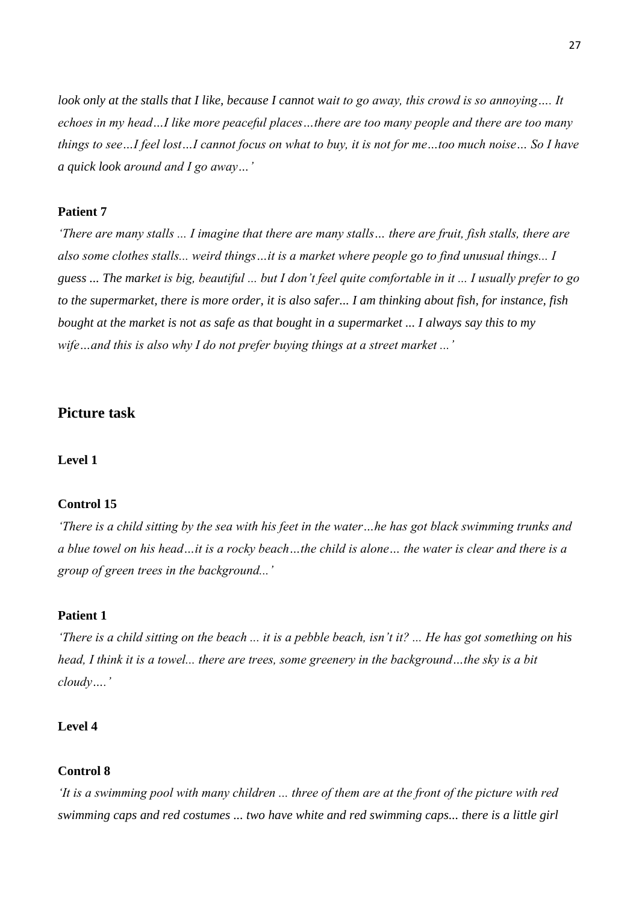*look only at the stalls that I like, because I cannot wait to go away, this crowd is so annoying…. It echoes in my head…I like more peaceful places…there are too many people and there are too many things to see…I feel lost…I cannot focus on what to buy, it is not for me…too much noise… So I have a quick look around and I go away…'*

**Patient 7**

*'There are many stalls ... I imagine that there are many stalls… there are fruit, fish stalls, there are also some clothes stalls... weird things…it is a market where people go to find unusual things... I guess ... The market is big, beautiful ... but I don't feel quite comfortable in it ... I usually prefer to go to the supermarket, there is more order, it is also safer... I am thinking about fish, for instance, fish bought at the market is not as safe as that bought in a supermarket ... I always say this to my wife…and this is also why I do not prefer buying things at a street market ...'*

## Picture task

**Level 1**

**Control 15**

*'There is a child sitting by the sea with his feet in the water…he has got black swimming trunks and a blue towel on his head…it is a rocky beach…the child is alone… the water is clear and there is a group of green trees in the background...'*

**Patient 1**

*'There is a child sitting on the beach ... it is a pebble beach, isn't it? ... He has got something on his head, I think it is a towel... there are trees, some greenery in the background…the sky is a bit cloudy….'*

**Level 4**

**Control 8**

*'It is a swimming pool with many children ... three of them are at the front of the picture with red swimming caps and red costumes ... two have white and red swimming caps... there is a little girl*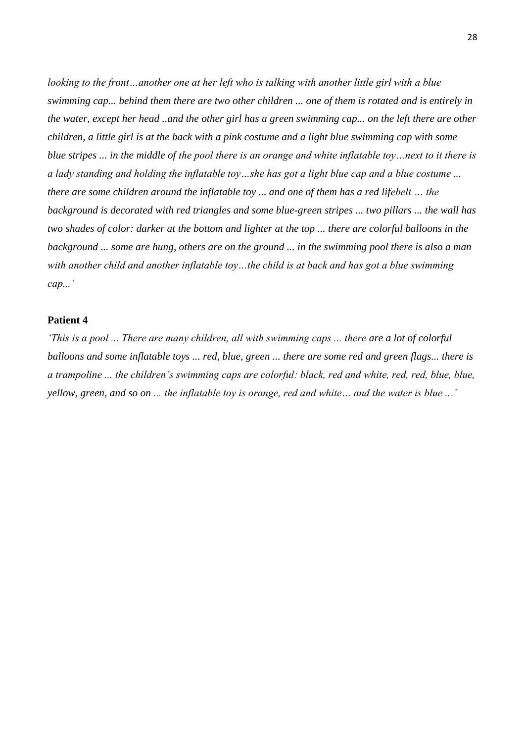*looking to the front…another one at her left who is talking with another little girl with a blue swimming cap... behind them there are two other children ... one of them is rotated and is entirely in the water, except her head ..and the other girl has a green swimming cap... on the left there are other children, a little girl is at the back with a pink costume and a light blue swimming cap with some blue stripes ... in the middle of the pool there is an orange and white inflatable toy…next to it there is a lady standing and holding the inflatable toy…she has got a light blue cap and a blue costume ... there are some children around the inflatable toy ... and one of them has a red lifebelt … the background is decorated with red triangles and some blue-green stripes ... two pillars ... the wall has two shades of color: darker at the bottom and lighter at the top ... there are colorful balloons in the background ... some are hung, others are on the ground ... in the swimming pool there is also a man with another child and another inflatable toy…the child is at back and has got a blue swimming cap...'*

**Patient 4**

*'This is a pool ... There are many children, all with swimming caps ... there are a lot of colorful balloons and some inflatable toys ... red, blue, green ... there are some red and green flags... there is a trampoline ... the children's swimming caps are colorful: black, red and white, red, red, blue, blue, yellow, green, and so on ... the inflatable toy is orange, red and white… and the water is blue ...'*